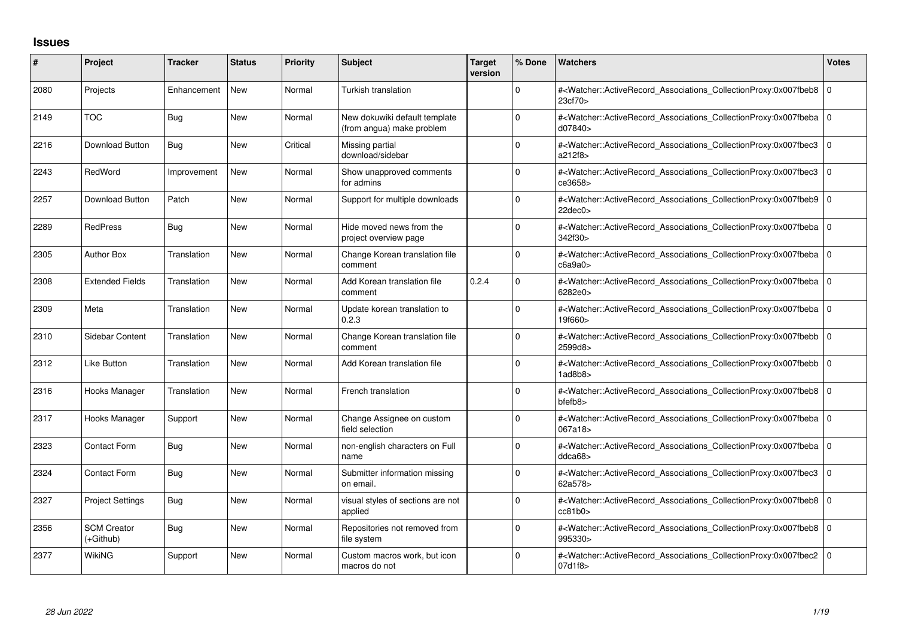## Issues

| # | Project | Tracker | Status | Priority | Subject | Target version | % Done | Watchers | Votes |
|---|---|---|---|---|---|---|---|---|---|
| 2080 | Projects | Enhancement | New | Normal | Turkish translation | | 0 | #<Watcher::ActiveRecord_Associations_CollectionProxy:0x007fbeb823cf70> | 0 |
| 2149 | TOC | Bug | New | Normal | New dokuwiki default template (from angua) make problem | | 0 | #<Watcher::ActiveRecord_Associations_CollectionProxy:0x007fbebad07840> | 0 |
| 2216 | Download Button | Bug | New | Critical | Missing partial download/sidebar | | 0 | #<Watcher::ActiveRecord_Associations_CollectionProxy:0x007fbec3a212f8> | 0 |
| 2243 | RedWord | Improvement | New | Normal | Show unapproved comments for admins | | 0 | #<Watcher::ActiveRecord_Associations_CollectionProxy:0x007fbec3ce3658> | 0 |
| 2257 | Download Button | Patch | New | Normal | Support for multiple downloads | | 0 | #<Watcher::ActiveRecord_Associations_CollectionProxy:0x007fbeb922dec0> | 0 |
| 2289 | RedPress | Bug | New | Normal | Hide moved news from the project overview page | | 0 | #<Watcher::ActiveRecord_Associations_CollectionProxy:0x007fbeba342f30> | 0 |
| 2305 | Author Box | Translation | New | Normal | Change Korean translation file comment | | 0 | #<Watcher::ActiveRecord_Associations_CollectionProxy:0x007fbebac6a9a0> | 0 |
| 2308 | Extended Fields | Translation | New | Normal | Add Korean translation file comment | 0.2.4 | 0 | #<Watcher::ActiveRecord_Associations_CollectionProxy:0x007fbeba6282e0> | 0 |
| 2309 | Meta | Translation | New | Normal | Update korean translation to 0.2.3 | | 0 | #<Watcher::ActiveRecord_Associations_CollectionProxy:0x007fbeba19f660> | 0 |
| 2310 | Sidebar Content | Translation | New | Normal | Change Korean translation file comment | | 0 | #<Watcher::ActiveRecord_Associations_CollectionProxy:0x007fbebb2599d8> | 0 |
| 2312 | Like Button | Translation | New | Normal | Add Korean translation file | | 0 | #<Watcher::ActiveRecord_Associations_CollectionProxy:0x007fbebb1ad8b8> | 0 |
| 2316 | Hooks Manager | Translation | New | Normal | French translation | | 0 | #<Watcher::ActiveRecord_Associations_CollectionProxy:0x007fbeb8bfefb8> | 0 |
| 2317 | Hooks Manager | Support | New | Normal | Change Assignee on custom field selection | | 0 | #<Watcher::ActiveRecord_Associations_CollectionProxy:0x007fbeba067a18> | 0 |
| 2323 | Contact Form | Bug | New | Normal | non-english characters on Full name | | 0 | #<Watcher::ActiveRecord_Associations_CollectionProxy:0x007fbebaddca68> | 0 |
| 2324 | Contact Form | Bug | New | Normal | Submitter information missing on email. | | 0 | #<Watcher::ActiveRecord_Associations_CollectionProxy:0x007fbec362a578> | 0 |
| 2327 | Project Settings | Bug | New | Normal | visual styles of sections are not applied | | 0 | #<Watcher::ActiveRecord_Associations_CollectionProxy:0x007fbeb8cc81b0> | 0 |
| 2356 | SCM Creator (+Github) | Bug | New | Normal | Repositories not removed from file system | | 0 | #<Watcher::ActiveRecord_Associations_CollectionProxy:0x007fbeb8995330> | 0 |
| 2377 | WikiNG | Support | New | Normal | Custom macros work, but icon macros do not | | 0 | #<Watcher::ActiveRecord_Associations_CollectionProxy:0x007fbec207d1f8> | 0 |

*28 Jun 2022*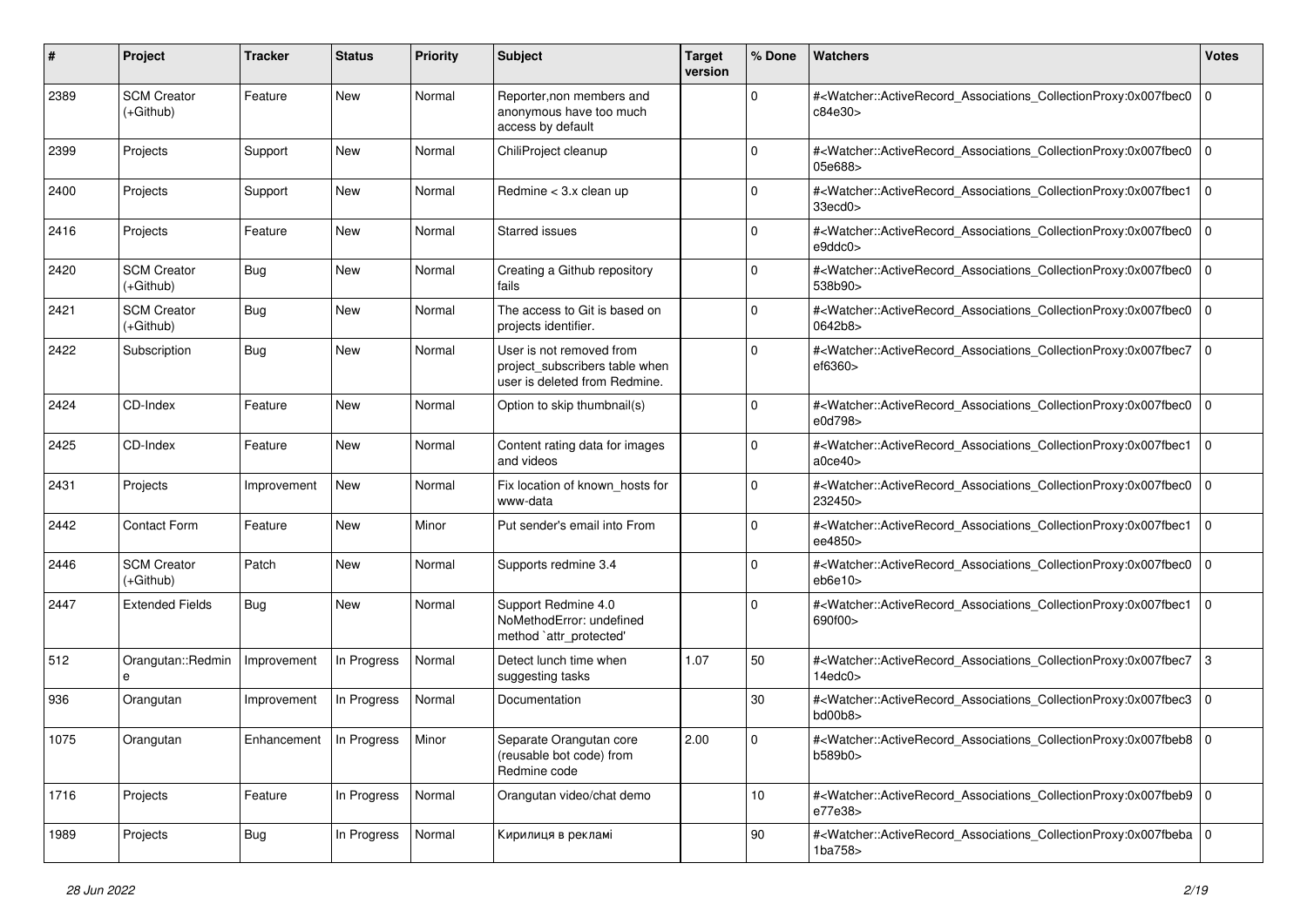| # | Project | Tracker | Status | Priority | Subject | Target version | % Done | Watchers | Votes |
|---|---|---|---|---|---|---|---|---|---|
| 2389 | SCM Creator (+Github) | Feature | New | Normal | Reporter,non members and anonymous have too much access by default | | 0 | #<Watcher::ActiveRecord_Associations_CollectionProxy:0x007fbec0c84e30> | 0 |
| 2399 | Projects | Support | New | Normal | ChiliProject cleanup | | 0 | #<Watcher::ActiveRecord_Associations_CollectionProxy:0x007fbec005e688> | 0 |
| 2400 | Projects | Support | New | Normal | Redmine < 3.x clean up | | 0 | #<Watcher::ActiveRecord_Associations_CollectionProxy:0x007fbec133ecd0> | 0 |
| 2416 | Projects | Feature | New | Normal | Starred issues | | 0 | #<Watcher::ActiveRecord_Associations_CollectionProxy:0x007fbec0e9ddc0> | 0 |
| 2420 | SCM Creator (+Github) | Bug | New | Normal | Creating a Github repository fails | | 0 | #<Watcher::ActiveRecord_Associations_CollectionProxy:0x007fbec0538b90> | 0 |
| 2421 | SCM Creator (+Github) | Bug | New | Normal | The access to Git is based on projects identifier. | | 0 | #<Watcher::ActiveRecord_Associations_CollectionProxy:0x007fbec00642b8> | 0 |
| 2422 | Subscription | Bug | New | Normal | User is not removed from project_subscribers table when user is deleted from Redmine. | | 0 | #<Watcher::ActiveRecord_Associations_CollectionProxy:0x007fbec7ef6360> | 0 |
| 2424 | CD-Index | Feature | New | Normal | Option to skip thumbnail(s) | | 0 | #<Watcher::ActiveRecord_Associations_CollectionProxy:0x007fbec0e0d798> | 0 |
| 2425 | CD-Index | Feature | New | Normal | Content rating data for images and videos | | 0 | #<Watcher::ActiveRecord_Associations_CollectionProxy:0x007fbec1a0ce40> | 0 |
| 2431 | Projects | Improvement | New | Normal | Fix location of known_hosts for www-data | | 0 | #<Watcher::ActiveRecord_Associations_CollectionProxy:0x007fbec0232450> | 0 |
| 2442 | Contact Form | Feature | New | Minor | Put sender's email into From | | 0 | #<Watcher::ActiveRecord_Associations_CollectionProxy:0x007fbec1ee4850> | 0 |
| 2446 | SCM Creator (+Github) | Patch | New | Normal | Supports redmine 3.4 | | 0 | #<Watcher::ActiveRecord_Associations_CollectionProxy:0x007fbec0eb6e10> | 0 |
| 2447 | Extended Fields | Bug | New | Normal | Support Redmine 4.0 NoMethodError: undefined method `attr_protected' | | 0 | #<Watcher::ActiveRecord_Associations_CollectionProxy:0x007fbec1690f00> | 0 |
| 512 | Orangutan::Redmine | Improvement | In Progress | Normal | Detect lunch time when suggesting tasks | 1.07 | 50 | #<Watcher::ActiveRecord_Associations_CollectionProxy:0x007fbec714edc0> | 3 |
| 936 | Orangutan | Improvement | In Progress | Normal | Documentation | | 30 | #<Watcher::ActiveRecord_Associations_CollectionProxy:0x007fbec3bd00b8> | 0 |
| 1075 | Orangutan | Enhancement | In Progress | Minor | Separate Orangutan core (reusable bot code) from Redmine code | 2.00 | 0 | #<Watcher::ActiveRecord_Associations_CollectionProxy:0x007fbeb8b589b0> | 0 |
| 1716 | Projects | Feature | In Progress | Normal | Orangutan video/chat demo | | 10 | #<Watcher::ActiveRecord_Associations_CollectionProxy:0x007fbeb9e77e38> | 0 |
| 1989 | Projects | Bug | In Progress | Normal | Кирилиця в рекламі | | 90 | #<Watcher::ActiveRecord_Associations_CollectionProxy:0x007fbeba1ba758> | 0 |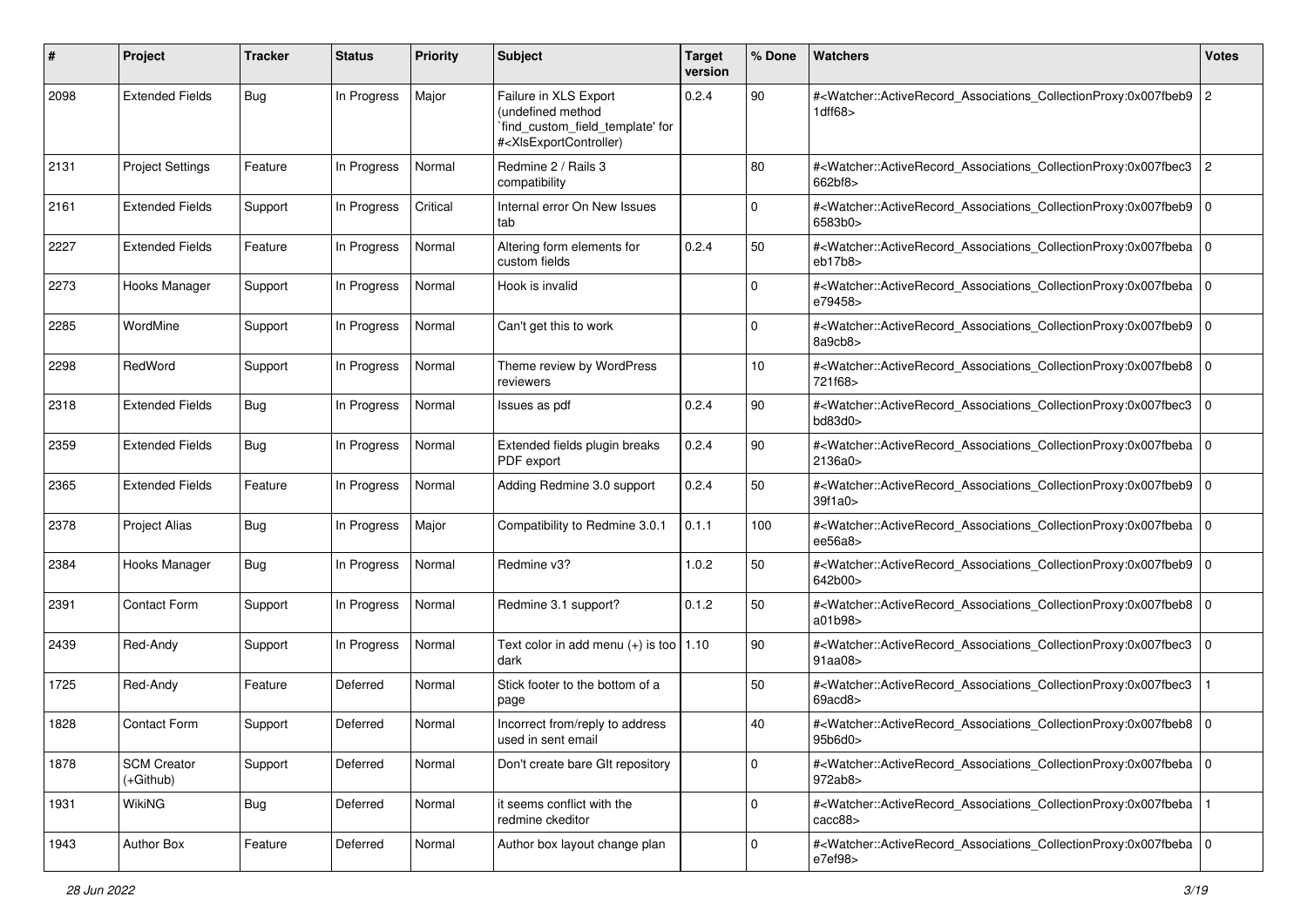| # | Project | Tracker | Status | Priority | Subject | Target version | % Done | Watchers | Votes |
|---|---|---|---|---|---|---|---|---|---|
| 2098 | Extended Fields | Bug | In Progress | Major | Failure in XLS Export (undefined method `find_custom_field_template' for #<XlsExportController) | 0.2.4 | 90 | #<Watcher::ActiveRecord_Associations_CollectionProxy:0x007fbeb91dff68> | 2 |
| 2131 | Project Settings | Feature | In Progress | Normal | Redmine 2 / Rails 3 compatibility | | 80 | #<Watcher::ActiveRecord_Associations_CollectionProxy:0x007fbec3662bf8> | 2 |
| 2161 | Extended Fields | Support | In Progress | Critical | Internal error On New Issues tab | | 0 | #<Watcher::ActiveRecord_Associations_CollectionProxy:0x007fbeb96583b0> | 0 |
| 2227 | Extended Fields | Feature | In Progress | Normal | Altering form elements for custom fields | 0.2.4 | 50 | #<Watcher::ActiveRecord_Associations_CollectionProxy:0x007fbebaeb17b8> | 0 |
| 2273 | Hooks Manager | Support | In Progress | Normal | Hook is invalid | | 0 | #<Watcher::ActiveRecord_Associations_CollectionProxy:0x007fbebae79458> | 0 |
| 2285 | WordMine | Support | In Progress | Normal | Can't get this to work | | 0 | #<Watcher::ActiveRecord_Associations_CollectionProxy:0x007fbeb98a9cb8> | 0 |
| 2298 | RedWord | Support | In Progress | Normal | Theme review by WordPress reviewers | | 10 | #<Watcher::ActiveRecord_Associations_CollectionProxy:0x007fbeb8721f68> | 0 |
| 2318 | Extended Fields | Bug | In Progress | Normal | Issues as pdf | 0.2.4 | 90 | #<Watcher::ActiveRecord_Associations_CollectionProxy:0x007fbec3bd83d0> | 0 |
| 2359 | Extended Fields | Bug | In Progress | Normal | Extended fields plugin breaks PDF export | 0.2.4 | 90 | #<Watcher::ActiveRecord_Associations_CollectionProxy:0x007fbeba2136a0> | 0 |
| 2365 | Extended Fields | Feature | In Progress | Normal | Adding Redmine 3.0 support | 0.2.4 | 50 | #<Watcher::ActiveRecord_Associations_CollectionProxy:0x007fbeb939f1a0> | 0 |
| 2378 | Project Alias | Bug | In Progress | Major | Compatibility to Redmine 3.0.1 | 0.1.1 | 100 | #<Watcher::ActiveRecord_Associations_CollectionProxy:0x007fbebaee56a8> | 0 |
| 2384 | Hooks Manager | Bug | In Progress | Normal | Redmine v3? | 1.0.2 | 50 | #<Watcher::ActiveRecord_Associations_CollectionProxy:0x007fbeb9642b00> | 0 |
| 2391 | Contact Form | Support | In Progress | Normal | Redmine 3.1 support? | 0.1.2 | 50 | #<Watcher::ActiveRecord_Associations_CollectionProxy:0x007fbeb8a01b98> | 0 |
| 2439 | Red-Andy | Support | In Progress | Normal | Text color in add menu (+) is too dark | 1.10 | 90 | #<Watcher::ActiveRecord_Associations_CollectionProxy:0x007fbec391aa08> | 0 |
| 1725 | Red-Andy | Feature | Deferred | Normal | Stick footer to the bottom of a page | | 50 | #<Watcher::ActiveRecord_Associations_CollectionProxy:0x007fbec369acd8> | 1 |
| 1828 | Contact Form | Support | Deferred | Normal | Incorrect from/reply to address used in sent email | | 40 | #<Watcher::ActiveRecord_Associations_CollectionProxy:0x007fbeb895b6d0> | 0 |
| 1878 | SCM Creator (+Github) | Support | Deferred | Normal | Don't create bare GIt repository | | 0 | #<Watcher::ActiveRecord_Associations_CollectionProxy:0x007fbeba972ab8> | 0 |
| 1931 | WikiNG | Bug | Deferred | Normal | it seems conflict with the redmine ckeditor | | 0 | #<Watcher::ActiveRecord_Associations_CollectionProxy:0x007fbebacacc88> | 1 |
| 1943 | Author Box | Feature | Deferred | Normal | Author box layout change plan | | 0 | #<Watcher::ActiveRecord_Associations_CollectionProxy:0x007fbebae7ef98> | 0 |

*28 Jun 2022*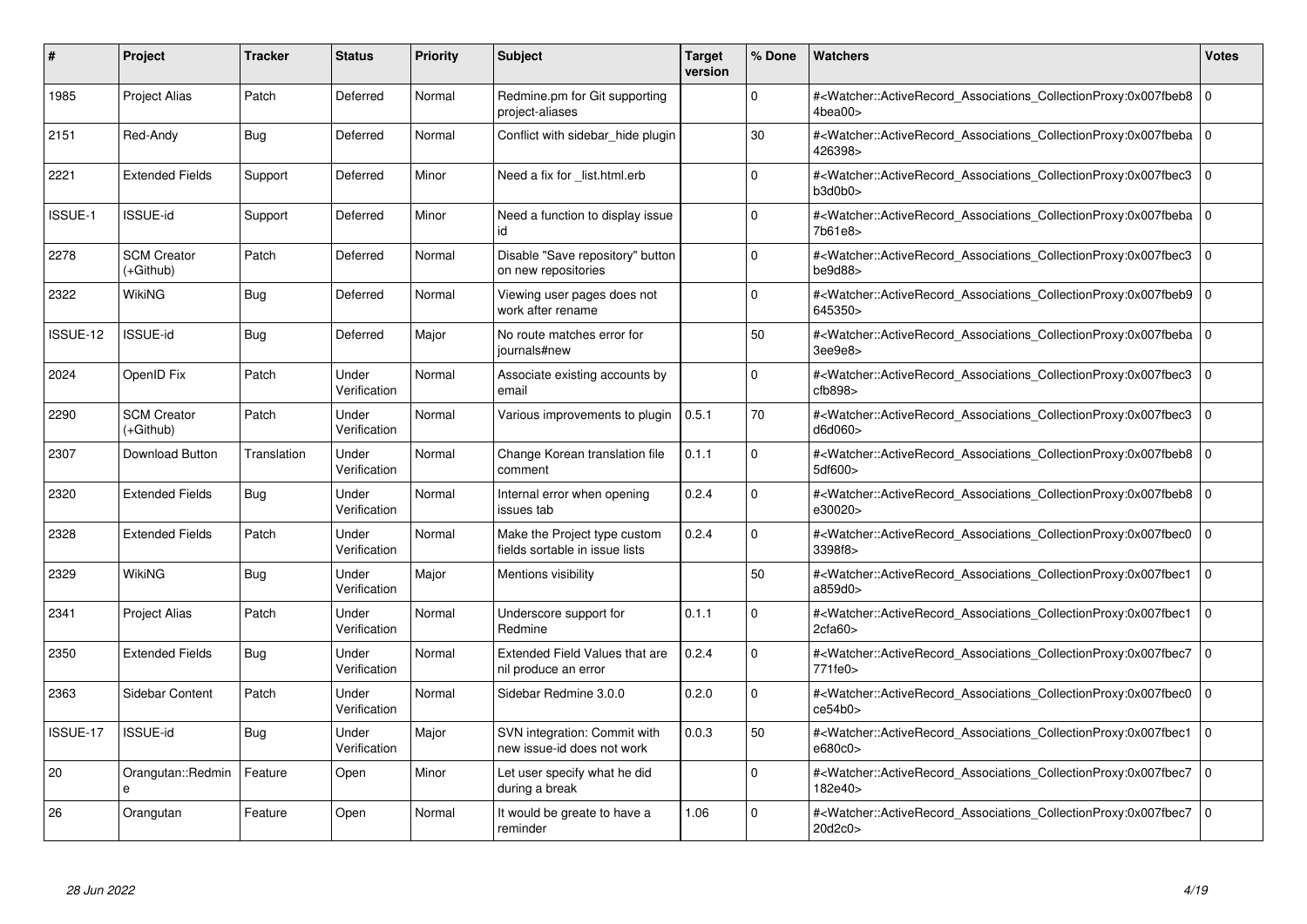| # | Project | Tracker | Status | Priority | Subject | Target version | % Done | Watchers | Votes |
|---|---|---|---|---|---|---|---|---|---|
| 1985 | Project Alias | Patch | Deferred | Normal | Redmine.pm for Git supporting project-aliases | | 0 | #<Watcher::ActiveRecord_Associations_CollectionProxy:0x007fbeb84bea00> | 0 |
| 2151 | Red-Andy | Bug | Deferred | Normal | Conflict with sidebar_hide plugin | | 30 | #<Watcher::ActiveRecord_Associations_CollectionProxy:0x007fbeba426398> | 0 |
| 2221 | Extended Fields | Support | Deferred | Minor | Need a fix for _list.html.erb | | 0 | #<Watcher::ActiveRecord_Associations_CollectionProxy:0x007fbec3b3d0b0> | 0 |
| ISSUE-1 | ISSUE-id | Support | Deferred | Minor | Need a function to display issue id | | 0 | #<Watcher::ActiveRecord_Associations_CollectionProxy:0x007fbeba7b61e8> | 0 |
| 2278 | SCM Creator (+Github) | Patch | Deferred | Normal | Disable "Save repository" button on new repositories | | 0 | #<Watcher::ActiveRecord_Associations_CollectionProxy:0x007fbec3be9d88> | 0 |
| 2322 | WikiNG | Bug | Deferred | Normal | Viewing user pages does not work after rename | | 0 | #<Watcher::ActiveRecord_Associations_CollectionProxy:0x007fbeb9645350> | 0 |
| ISSUE-12 | ISSUE-id | Bug | Deferred | Major | No route matches error for journals#new | | 50 | #<Watcher::ActiveRecord_Associations_CollectionProxy:0x007fbeba3ee9e8> | 0 |
| 2024 | OpenID Fix | Patch | Under Verification | Normal | Associate existing accounts by email | | 0 | #<Watcher::ActiveRecord_Associations_CollectionProxy:0x007fbec3cfb898> | 0 |
| 2290 | SCM Creator (+Github) | Patch | Under Verification | Normal | Various improvements to plugin | 0.5.1 | 70 | #<Watcher::ActiveRecord_Associations_CollectionProxy:0x007fbec3d6d060> | 0 |
| 2307 | Download Button | Translation | Under Verification | Normal | Change Korean translation file comment | 0.1.1 | 0 | #<Watcher::ActiveRecord_Associations_CollectionProxy:0x007fbeb85df600> | 0 |
| 2320 | Extended Fields | Bug | Under Verification | Normal | Internal error when opening issues tab | 0.2.4 | 0 | #<Watcher::ActiveRecord_Associations_CollectionProxy:0x007fbeb8e30020> | 0 |
| 2328 | Extended Fields | Patch | Under Verification | Normal | Make the Project type custom fields sortable in issue lists | 0.2.4 | 0 | #<Watcher::ActiveRecord_Associations_CollectionProxy:0x007fbec03398f8> | 0 |
| 2329 | WikiNG | Bug | Under Verification | Major | Mentions visibility | | 50 | #<Watcher::ActiveRecord_Associations_CollectionProxy:0x007fbec1a859d0> | 0 |
| 2341 | Project Alias | Patch | Under Verification | Normal | Underscore support for Redmine | 0.1.1 | 0 | #<Watcher::ActiveRecord_Associations_CollectionProxy:0x007fbec12cfa60> | 0 |
| 2350 | Extended Fields | Bug | Under Verification | Normal | Extended Field Values that are nil produce an error | 0.2.4 | 0 | #<Watcher::ActiveRecord_Associations_CollectionProxy:0x007fbec7771fe0> | 0 |
| 2363 | Sidebar Content | Patch | Under Verification | Normal | Sidebar Redmine 3.0.0 | 0.2.0 | 0 | #<Watcher::ActiveRecord_Associations_CollectionProxy:0x007fbec0ce54b0> | 0 |
| ISSUE-17 | ISSUE-id | Bug | Under Verification | Major | SVN integration: Commit with new issue-id does not work | 0.0.3 | 50 | #<Watcher::ActiveRecord_Associations_CollectionProxy:0x007fbec1e680c0> | 0 |
| 20 | Orangutan::Redmine | Feature | Open | Minor | Let user specify what he did during a break | | 0 | #<Watcher::ActiveRecord_Associations_CollectionProxy:0x007fbec7182e40> | 0 |
| 26 | Orangutan | Feature | Open | Normal | It would be greate to have a reminder | 1.06 | 0 | #<Watcher::ActiveRecord_Associations_CollectionProxy:0x007fbec720d2c0> | 0 |

*28 Jun 2022*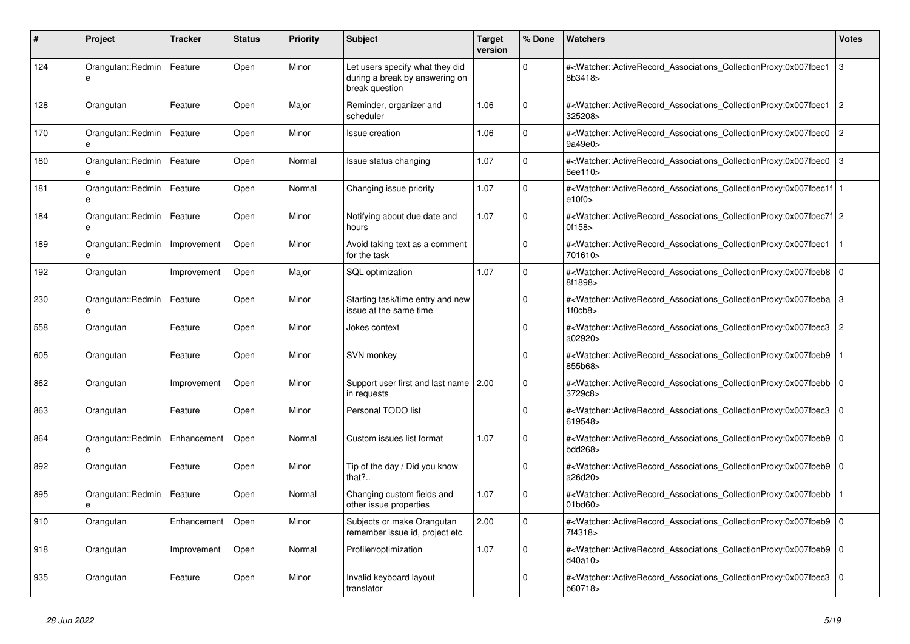| # | Project | Tracker | Status | Priority | Subject | Target version | % Done | Watchers | Votes |
|---|---|---|---|---|---|---|---|---|---|
| 124 | Orangutan::Redmine | Feature | Open | Minor | Let users specify what they did during a break by answering on break question | | 0 | #<Watcher::ActiveRecord_Associations_CollectionProxy:0x007fbec18b3418> | 3 |
| 128 | Orangutan | Feature | Open | Major | Reminder, organizer and scheduler | 1.06 | 0 | #<Watcher::ActiveRecord_Associations_CollectionProxy:0x007fbec1325208> | 2 |
| 170 | Orangutan::Redmine | Feature | Open | Minor | Issue creation | 1.06 | 0 | #<Watcher::ActiveRecord_Associations_CollectionProxy:0x007fbec09a49e0> | 2 |
| 180 | Orangutan::Redmine | Feature | Open | Normal | Issue status changing | 1.07 | 0 | #<Watcher::ActiveRecord_Associations_CollectionProxy:0x007fbec06ee110> | 3 |
| 181 | Orangutan::Redmine | Feature | Open | Normal | Changing issue priority | 1.07 | 0 | #<Watcher::ActiveRecord_Associations_CollectionProxy:0x007fbec1fe10f0> | 1 |
| 184 | Orangutan::Redmine | Feature | Open | Minor | Notifying about due date and hours | 1.07 | 0 | #<Watcher::ActiveRecord_Associations_CollectionProxy:0x007fbec7f0f158> | 2 |
| 189 | Orangutan::Redmine | Improvement | Open | Minor | Avoid taking text as a comment for the task | | 0 | #<Watcher::ActiveRecord_Associations_CollectionProxy:0x007fbec1701610> | 1 |
| 192 | Orangutan | Improvement | Open | Major | SQL optimization | 1.07 | 0 | #<Watcher::ActiveRecord_Associations_CollectionProxy:0x007fbeb88f1898> | 0 |
| 230 | Orangutan::Redmine | Feature | Open | Minor | Starting task/time entry and new issue at the same time | | 0 | #<Watcher::ActiveRecord_Associations_CollectionProxy:0x007fbeba1f0cb8> | 3 |
| 558 | Orangutan | Feature | Open | Minor | Jokes context | | 0 | #<Watcher::ActiveRecord_Associations_CollectionProxy:0x007fbec3a02920> | 2 |
| 605 | Orangutan | Feature | Open | Minor | SVN monkey | | 0 | #<Watcher::ActiveRecord_Associations_CollectionProxy:0x007fbeb9855b68> | 1 |
| 862 | Orangutan | Improvement | Open | Minor | Support user first and last name in requests | 2.00 | 0 | #<Watcher::ActiveRecord_Associations_CollectionProxy:0x007fbebb3729c8> | 0 |
| 863 | Orangutan | Feature | Open | Minor | Personal TODO list | | 0 | #<Watcher::ActiveRecord_Associations_CollectionProxy:0x007fbec3619548> | 0 |
| 864 | Orangutan::Redmine | Enhancement | Open | Normal | Custom issues list format | 1.07 | 0 | #<Watcher::ActiveRecord_Associations_CollectionProxy:0x007fbeb9bdd268> | 0 |
| 892 | Orangutan | Feature | Open | Minor | Tip of the day / Did you know that?.. | | 0 | #<Watcher::ActiveRecord_Associations_CollectionProxy:0x007fbeb9a26d20> | 0 |
| 895 | Orangutan::Redmine | Feature | Open | Normal | Changing custom fields and other issue properties | 1.07 | 0 | #<Watcher::ActiveRecord_Associations_CollectionProxy:0x007fbebb01bd60> | 1 |
| 910 | Orangutan | Enhancement | Open | Minor | Subjects or make Orangutan remember issue id, project etc | 2.00 | 0 | #<Watcher::ActiveRecord_Associations_CollectionProxy:0x007fbeb97f4318> | 0 |
| 918 | Orangutan | Improvement | Open | Normal | Profiler/optimization | 1.07 | 0 | #<Watcher::ActiveRecord_Associations_CollectionProxy:0x007fbeb9d40a10> | 0 |
| 935 | Orangutan | Feature | Open | Minor | Invalid keyboard layout translator | | 0 | #<Watcher::ActiveRecord_Associations_CollectionProxy:0x007fbec3b60718> | 0 |

*28 Jun 2022*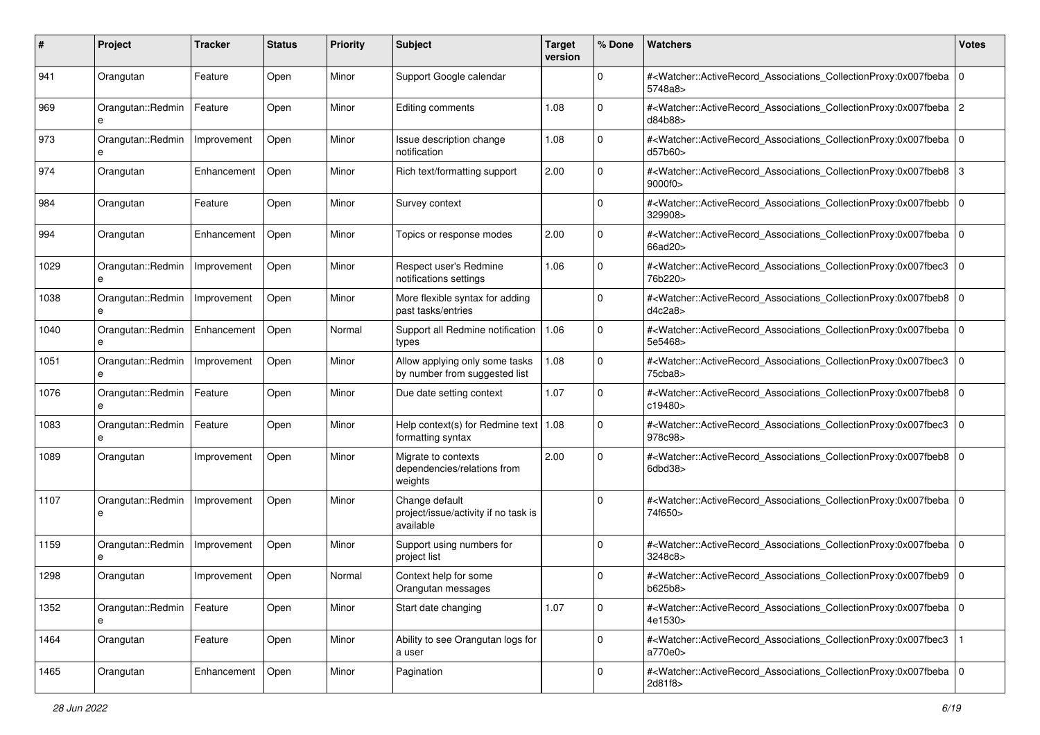| # | Project | Tracker | Status | Priority | Subject | Target version | % Done | Watchers | Votes |
|---|---|---|---|---|---|---|---|---|---|
| 941 | Orangutan | Feature | Open | Minor | Support Google calendar | | 0 | #<Watcher::ActiveRecord_Associations_CollectionProxy:0x007fbeba5748a8> | 0 |
| 969 | Orangutan::Redmine | Feature | Open | Minor | Editing comments | 1.08 | 0 | #<Watcher::ActiveRecord_Associations_CollectionProxy:0x007fbebad84b88> | 2 |
| 973 | Orangutan::Redmine | Improvement | Open | Minor | Issue description change notification | 1.08 | 0 | #<Watcher::ActiveRecord_Associations_CollectionProxy:0x007fbebad57b60> | 0 |
| 974 | Orangutan | Enhancement | Open | Minor | Rich text/formatting support | 2.00 | 0 | #<Watcher::ActiveRecord_Associations_CollectionProxy:0x007fbeb89000f0> | 3 |
| 984 | Orangutan | Feature | Open | Minor | Survey context | | 0 | #<Watcher::ActiveRecord_Associations_CollectionProxy:0x007fbebb329908> | 0 |
| 994 | Orangutan | Enhancement | Open | Minor | Topics or response modes | 2.00 | 0 | #<Watcher::ActiveRecord_Associations_CollectionProxy:0x007fbeba66ad20> | 0 |
| 1029 | Orangutan::Redmine | Improvement | Open | Minor | Respect user's Redmine notifications settings | 1.06 | 0 | #<Watcher::ActiveRecord_Associations_CollectionProxy:0x007fbec376b220> | 0 |
| 1038 | Orangutan::Redmine | Improvement | Open | Minor | More flexible syntax for adding past tasks/entries | | 0 | #<Watcher::ActiveRecord_Associations_CollectionProxy:0x007fbeb8d4c2a8> | 0 |
| 1040 | Orangutan::Redmine | Enhancement | Open | Normal | Support all Redmine notification types | 1.06 | 0 | #<Watcher::ActiveRecord_Associations_CollectionProxy:0x007fbeba5e5468> | 0 |
| 1051 | Orangutan::Redmine | Improvement | Open | Minor | Allow applying only some tasks by number from suggested list | 1.08 | 0 | #<Watcher::ActiveRecord_Associations_CollectionProxy:0x007fbec375cba8> | 0 |
| 1076 | Orangutan::Redmine | Feature | Open | Minor | Due date setting context | 1.07 | 0 | #<Watcher::ActiveRecord_Associations_CollectionProxy:0x007fbeb8c19480> | 0 |
| 1083 | Orangutan::Redmine | Feature | Open | Minor | Help context(s) for Redmine text formatting syntax | 1.08 | 0 | #<Watcher::ActiveRecord_Associations_CollectionProxy:0x007fbec3978c98> | 0 |
| 1089 | Orangutan | Improvement | Open | Minor | Migrate to contexts dependencies/relations from weights | 2.00 | 0 | #<Watcher::ActiveRecord_Associations_CollectionProxy:0x007fbeb86dbd38> | 0 |
| 1107 | Orangutan::Redmine | Improvement | Open | Minor | Change default project/issue/activity if no task is available | | 0 | #<Watcher::ActiveRecord_Associations_CollectionProxy:0x007fbeba74f650> | 0 |
| 1159 | Orangutan::Redmine | Improvement | Open | Minor | Support using numbers for project list | | 0 | #<Watcher::ActiveRecord_Associations_CollectionProxy:0x007fbeba3248c8> | 0 |
| 1298 | Orangutan | Improvement | Open | Normal | Context help for some Orangutan messages | | 0 | #<Watcher::ActiveRecord_Associations_CollectionProxy:0x007fbeb9b625b8> | 0 |
| 1352 | Orangutan::Redmine | Feature | Open | Minor | Start date changing | 1.07 | 0 | #<Watcher::ActiveRecord_Associations_CollectionProxy:0x007fbeba4e1530> | 0 |
| 1464 | Orangutan | Feature | Open | Minor | Ability to see Orangutan logs for a user | | 0 | #<Watcher::ActiveRecord_Associations_CollectionProxy:0x007fbec3a770e0> | 1 |
| 1465 | Orangutan | Enhancement | Open | Minor | Pagination | | 0 | #<Watcher::ActiveRecord_Associations_CollectionProxy:0x007fbeba2d81f8> | 0 |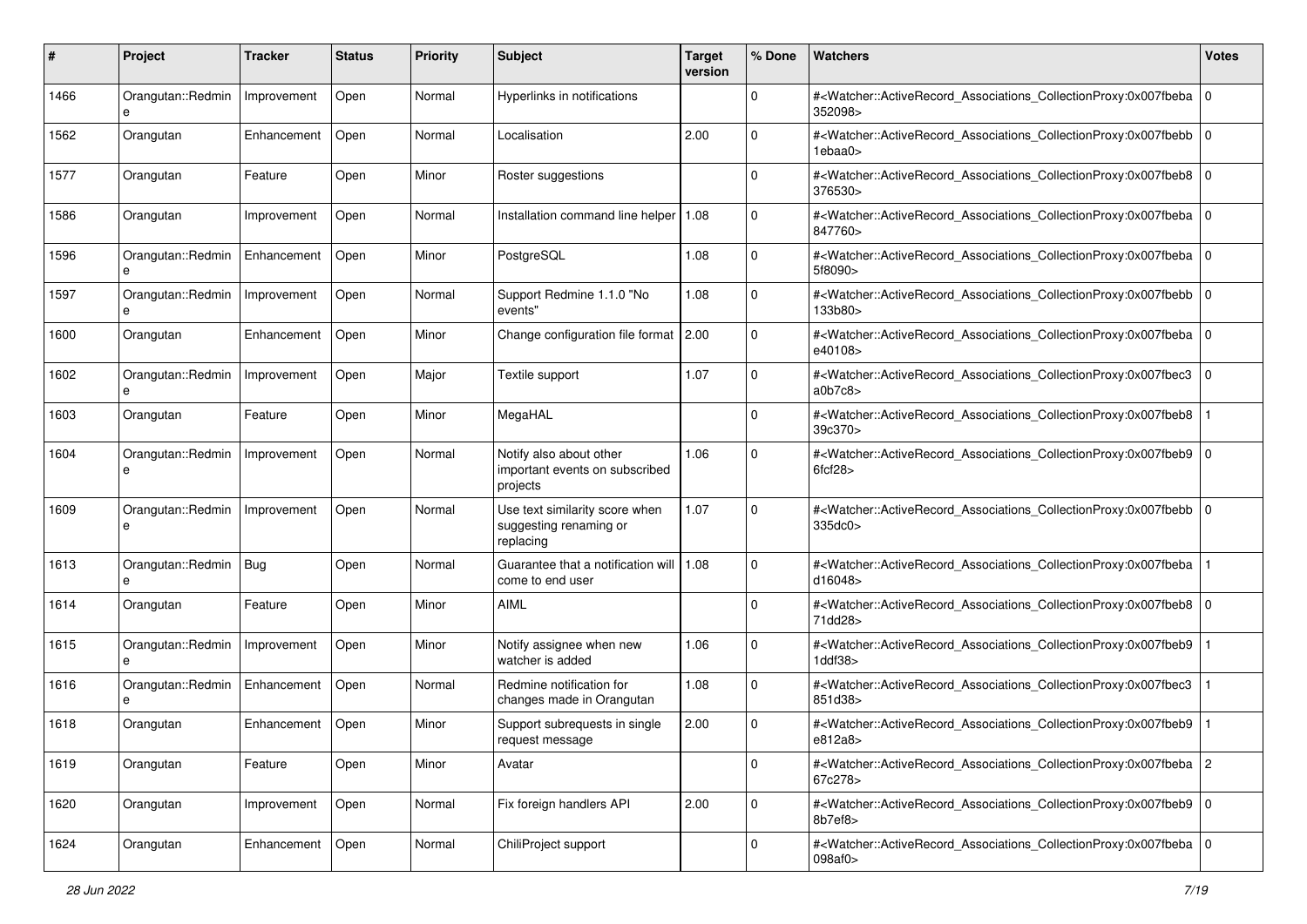| # | Project | Tracker | Status | Priority | Subject | Target version | % Done | Watchers | Votes |
|---|---|---|---|---|---|---|---|---|---|
| 1466 | Orangutan::Redmine | Improvement | Open | Normal | Hyperlinks in notifications | | 0 | #<Watcher::ActiveRecord_Associations_CollectionProxy:0x007fbeba352098> | 0 |
| 1562 | Orangutan | Enhancement | Open | Normal | Localisation | 2.00 | 0 | #<Watcher::ActiveRecord_Associations_CollectionProxy:0x007fbebb1ebaa0> | 0 |
| 1577 | Orangutan | Feature | Open | Minor | Roster suggestions | | 0 | #<Watcher::ActiveRecord_Associations_CollectionProxy:0x007fbeb8376530> | 0 |
| 1586 | Orangutan | Improvement | Open | Normal | Installation command line helper | 1.08 | 0 | #<Watcher::ActiveRecord_Associations_CollectionProxy:0x007fbeba847760> | 0 |
| 1596 | Orangutan::Redmine | Enhancement | Open | Minor | PostgreSQL | 1.08 | 0 | #<Watcher::ActiveRecord_Associations_CollectionProxy:0x007fbeba5f8090> | 0 |
| 1597 | Orangutan::Redmine | Improvement | Open | Normal | Support Redmine 1.1.0 "No events" | 1.08 | 0 | #<Watcher::ActiveRecord_Associations_CollectionProxy:0x007fbebb133b80> | 0 |
| 1600 | Orangutan | Enhancement | Open | Minor | Change configuration file format | 2.00 | 0 | #<Watcher::ActiveRecord_Associations_CollectionProxy:0x007fbebae40108> | 0 |
| 1602 | Orangutan::Redmine | Improvement | Open | Major | Textile support | 1.07 | 0 | #<Watcher::ActiveRecord_Associations_CollectionProxy:0x007fbec3a0b7c8> | 0 |
| 1603 | Orangutan | Feature | Open | Minor | MegaHAL | | 0 | #<Watcher::ActiveRecord_Associations_CollectionProxy:0x007fbeb839c370> | 1 |
| 1604 | Orangutan::Redmine | Improvement | Open | Normal | Notify also about other important events on subscribed projects | 1.06 | 0 | #<Watcher::ActiveRecord_Associations_CollectionProxy:0x007fbeb96fcf28> | 0 |
| 1609 | Orangutan::Redmine | Improvement | Open | Normal | Use text similarity score when suggesting renaming or replacing | 1.07 | 0 | #<Watcher::ActiveRecord_Associations_CollectionProxy:0x007fbebb335dc0> | 0 |
| 1613 | Orangutan::Redmine | Bug | Open | Normal | Guarantee that a notification will come to end user | 1.08 | 0 | #<Watcher::ActiveRecord_Associations_CollectionProxy:0x007fbebad16048> | 1 |
| 1614 | Orangutan | Feature | Open | Minor | AIML | | 0 | #<Watcher::ActiveRecord_Associations_CollectionProxy:0x007fbeb871dd28> | 0 |
| 1615 | Orangutan::Redmine | Improvement | Open | Minor | Notify assignee when new watcher is added | 1.06 | 0 | #<Watcher::ActiveRecord_Associations_CollectionProxy:0x007fbeb91ddf38> | 1 |
| 1616 | Orangutan::Redmine | Enhancement | Open | Normal | Redmine notification for changes made in Orangutan | 1.08 | 0 | #<Watcher::ActiveRecord_Associations_CollectionProxy:0x007fbec3851d38> | 1 |
| 1618 | Orangutan | Enhancement | Open | Minor | Support subrequests in single request message | 2.00 | 0 | #<Watcher::ActiveRecord_Associations_CollectionProxy:0x007fbeb9e812a8> | 1 |
| 1619 | Orangutan | Feature | Open | Minor | Avatar | | 0 | #<Watcher::ActiveRecord_Associations_CollectionProxy:0x007fbeba67c278> | 2 |
| 1620 | Orangutan | Improvement | Open | Normal | Fix foreign handlers API | 2.00 | 0 | #<Watcher::ActiveRecord_Associations_CollectionProxy:0x007fbeb98b7ef8> | 0 |
| 1624 | Orangutan | Enhancement | Open | Normal | ChiliProject support | | 0 | #<Watcher::ActiveRecord_Associations_CollectionProxy:0x007fbeba098af0> | 0 |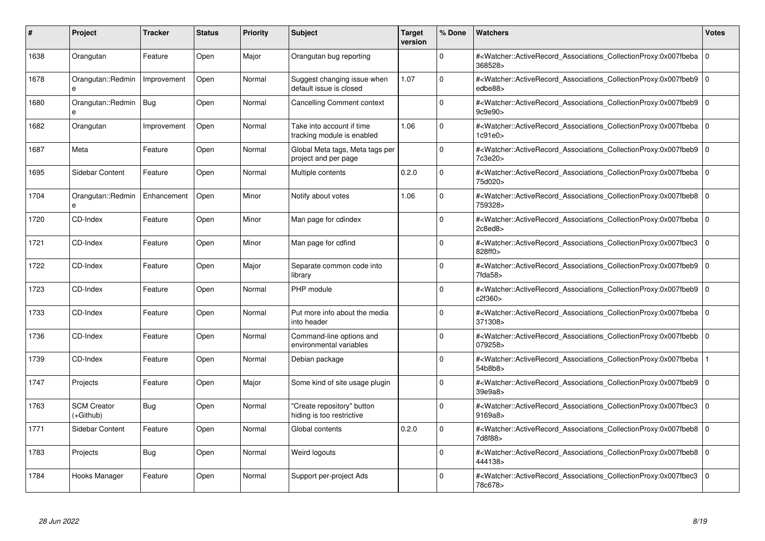| # | Project | Tracker | Status | Priority | Subject | Target version | % Done | Watchers | Votes |
|---|---|---|---|---|---|---|---|---|---|
| 1638 | Orangutan | Feature | Open | Major | Orangutan bug reporting | | 0 | #<Watcher::ActiveRecord_Associations_CollectionProxy:0x007fbeba368528> | 0 |
| 1678 | Orangutan::Redmine | Improvement | Open | Normal | Suggest changing issue when default issue is closed | 1.07 | 0 | #<Watcher::ActiveRecord_Associations_CollectionProxy:0x007fbeb9edbe88> | 0 |
| 1680 | Orangutan::Redmine | Bug | Open | Normal | Cancelling Comment context | | 0 | #<Watcher::ActiveRecord_Associations_CollectionProxy:0x007fbeb99c9e90> | 0 |
| 1682 | Orangutan | Improvement | Open | Normal | Take into account if time tracking module is enabled | 1.06 | 0 | #<Watcher::ActiveRecord_Associations_CollectionProxy:0x007fbeba1c91e0> | 0 |
| 1687 | Meta | Feature | Open | Normal | Global Meta tags, Meta tags per project and per page | | 0 | #<Watcher::ActiveRecord_Associations_CollectionProxy:0x007fbeb97c3e20> | 0 |
| 1695 | Sidebar Content | Feature | Open | Normal | Multiple contents | 0.2.0 | 0 | #<Watcher::ActiveRecord_Associations_CollectionProxy:0x007fbeba75d020> | 0 |
| 1704 | Orangutan::Redmine | Enhancement | Open | Minor | Notify about votes | 1.06 | 0 | #<Watcher::ActiveRecord_Associations_CollectionProxy:0x007fbeb8759328> | 0 |
| 1720 | CD-Index | Feature | Open | Minor | Man page for cdindex | | 0 | #<Watcher::ActiveRecord_Associations_CollectionProxy:0x007fbeba2c8ed8> | 0 |
| 1721 | CD-Index | Feature | Open | Minor | Man page for cdfind | | 0 | #<Watcher::ActiveRecord_Associations_CollectionProxy:0x007fbec3828ff0> | 0 |
| 1722 | CD-Index | Feature | Open | Major | Separate common code into library | | 0 | #<Watcher::ActiveRecord_Associations_CollectionProxy:0x007fbeb97fda58> | 0 |
| 1723 | CD-Index | Feature | Open | Normal | PHP module | | 0 | #<Watcher::ActiveRecord_Associations_CollectionProxy:0x007fbeb9c2f360> | 0 |
| 1733 | CD-Index | Feature | Open | Normal | Put more info about the media into header | | 0 | #<Watcher::ActiveRecord_Associations_CollectionProxy:0x007fbeba371308> | 0 |
| 1736 | CD-Index | Feature | Open | Normal | Command-line options and environmental variables | | 0 | #<Watcher::ActiveRecord_Associations_CollectionProxy:0x007fbebb079258> | 0 |
| 1739 | CD-Index | Feature | Open | Normal | Debian package | | 0 | #<Watcher::ActiveRecord_Associations_CollectionProxy:0x007fbeba54b8b8> | 1 |
| 1747 | Projects | Feature | Open | Major | Some kind of site usage plugin | | 0 | #<Watcher::ActiveRecord_Associations_CollectionProxy:0x007fbeb939e9a8> | 0 |
| 1763 | SCM Creator (+Github) | Bug | Open | Normal | "Create repository" button hiding is too restrictive | | 0 | #<Watcher::ActiveRecord_Associations_CollectionProxy:0x007fbec39169a8> | 0 |
| 1771 | Sidebar Content | Feature | Open | Normal | Global contents | 0.2.0 | 0 | #<Watcher::ActiveRecord_Associations_CollectionProxy:0x007fbeb87d8f88> | 0 |
| 1783 | Projects | Bug | Open | Normal | Weird logouts | | 0 | #<Watcher::ActiveRecord_Associations_CollectionProxy:0x007fbeb8444138> | 0 |
| 1784 | Hooks Manager | Feature | Open | Normal | Support per-project Ads | | 0 | #<Watcher::ActiveRecord_Associations_CollectionProxy:0x007fbec378c678> | 0 |

*28 Jun 2022*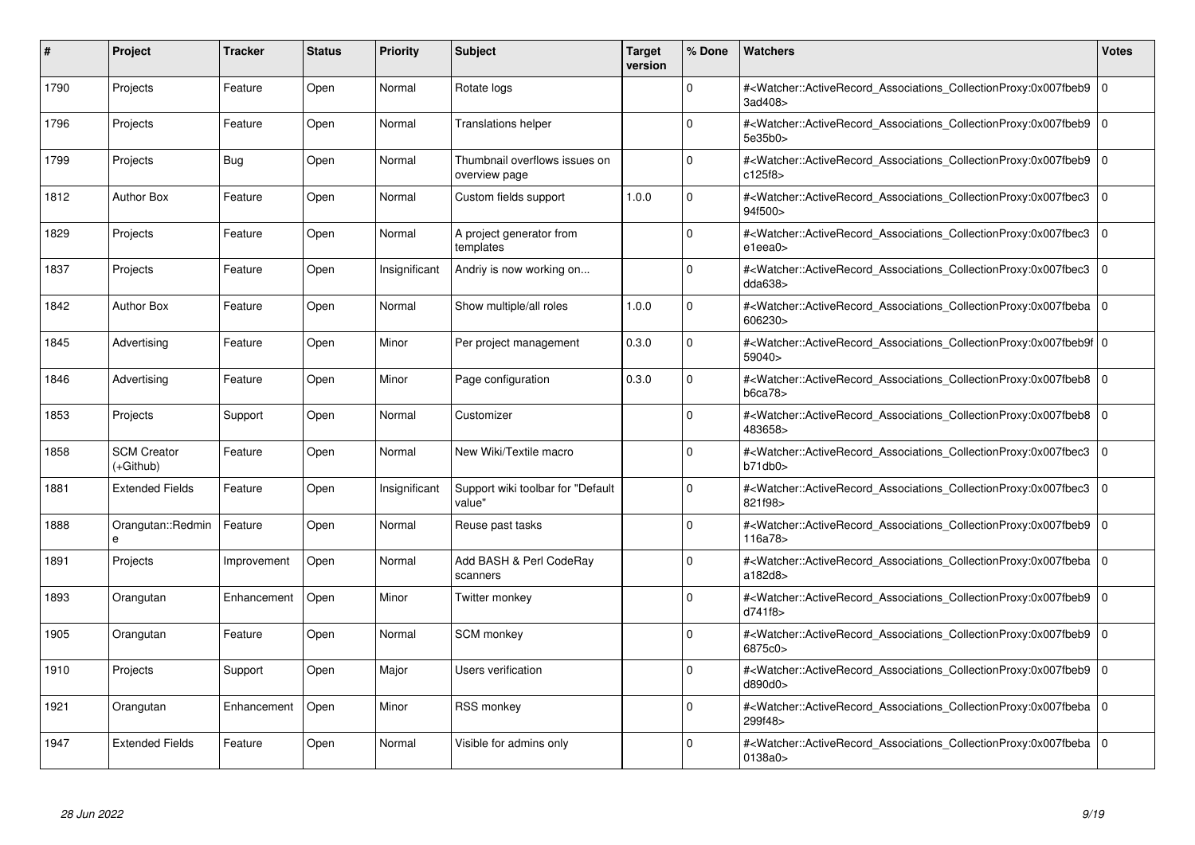| # | Project | Tracker | Status | Priority | Subject | Target version | % Done | Watchers | Votes |
|---|---|---|---|---|---|---|---|---|---|
| 1790 | Projects | Feature | Open | Normal | Rotate logs | | 0 | #<Watcher::ActiveRecord_Associations_CollectionProxy:0x007fbeb93ad408> | 0 |
| 1796 | Projects | Feature | Open | Normal | Translations helper | | 0 | #<Watcher::ActiveRecord_Associations_CollectionProxy:0x007fbeb95e35b0> | 0 |
| 1799 | Projects | Bug | Open | Normal | Thumbnail overflows issues on overview page | | 0 | #<Watcher::ActiveRecord_Associations_CollectionProxy:0x007fbeb9c125f8> | 0 |
| 1812 | Author Box | Feature | Open | Normal | Custom fields support | 1.0.0 | 0 | #<Watcher::ActiveRecord_Associations_CollectionProxy:0x007fbec394f500> | 0 |
| 1829 | Projects | Feature | Open | Normal | A project generator from templates | | 0 | #<Watcher::ActiveRecord_Associations_CollectionProxy:0x007fbec3e1eea0> | 0 |
| 1837 | Projects | Feature | Open | Insignificant | Andriy is now working on... | | 0 | #<Watcher::ActiveRecord_Associations_CollectionProxy:0x007fbec3dda638> | 0 |
| 1842 | Author Box | Feature | Open | Normal | Show multiple/all roles | 1.0.0 | 0 | #<Watcher::ActiveRecord_Associations_CollectionProxy:0x007fbeba606230> | 0 |
| 1845 | Advertising | Feature | Open | Minor | Per project management | 0.3.0 | 0 | #<Watcher::ActiveRecord_Associations_CollectionProxy:0x007fbeb9f59040> | 0 |
| 1846 | Advertising | Feature | Open | Minor | Page configuration | 0.3.0 | 0 | #<Watcher::ActiveRecord_Associations_CollectionProxy:0x007fbeb8b6ca78> | 0 |
| 1853 | Projects | Support | Open | Normal | Customizer | | 0 | #<Watcher::ActiveRecord_Associations_CollectionProxy:0x007fbeb8483658> | 0 |
| 1858 | SCM Creator (+Github) | Feature | Open | Normal | New Wiki/Textile macro | | 0 | #<Watcher::ActiveRecord_Associations_CollectionProxy:0x007fbec3b71db0> | 0 |
| 1881 | Extended Fields | Feature | Open | Insignificant | Support wiki toolbar for "Default value" | | 0 | #<Watcher::ActiveRecord_Associations_CollectionProxy:0x007fbec3821f98> | 0 |
| 1888 | Orangutan::Redmine | Feature | Open | Normal | Reuse past tasks | | 0 | #<Watcher::ActiveRecord_Associations_CollectionProxy:0x007fbeb9116a78> | 0 |
| 1891 | Projects | Improvement | Open | Normal | Add BASH & Perl CodeRay scanners | | 0 | #<Watcher::ActiveRecord_Associations_CollectionProxy:0x007fbebaa182d8> | 0 |
| 1893 | Orangutan | Enhancement | Open | Minor | Twitter monkey | | 0 | #<Watcher::ActiveRecord_Associations_CollectionProxy:0x007fbeb9d741f8> | 0 |
| 1905 | Orangutan | Feature | Open | Normal | SCM monkey | | 0 | #<Watcher::ActiveRecord_Associations_CollectionProxy:0x007fbeb96875c0> | 0 |
| 1910 | Projects | Support | Open | Major | Users verification | | 0 | #<Watcher::ActiveRecord_Associations_CollectionProxy:0x007fbeb9d890d0> | 0 |
| 1921 | Orangutan | Enhancement | Open | Minor | RSS monkey | | 0 | #<Watcher::ActiveRecord_Associations_CollectionProxy:0x007fbeba299f48> | 0 |
| 1947 | Extended Fields | Feature | Open | Normal | Visible for admins only | | 0 | #<Watcher::ActiveRecord_Associations_CollectionProxy:0x007fbeba0138a0> | 0 |

*28 Jun 2022*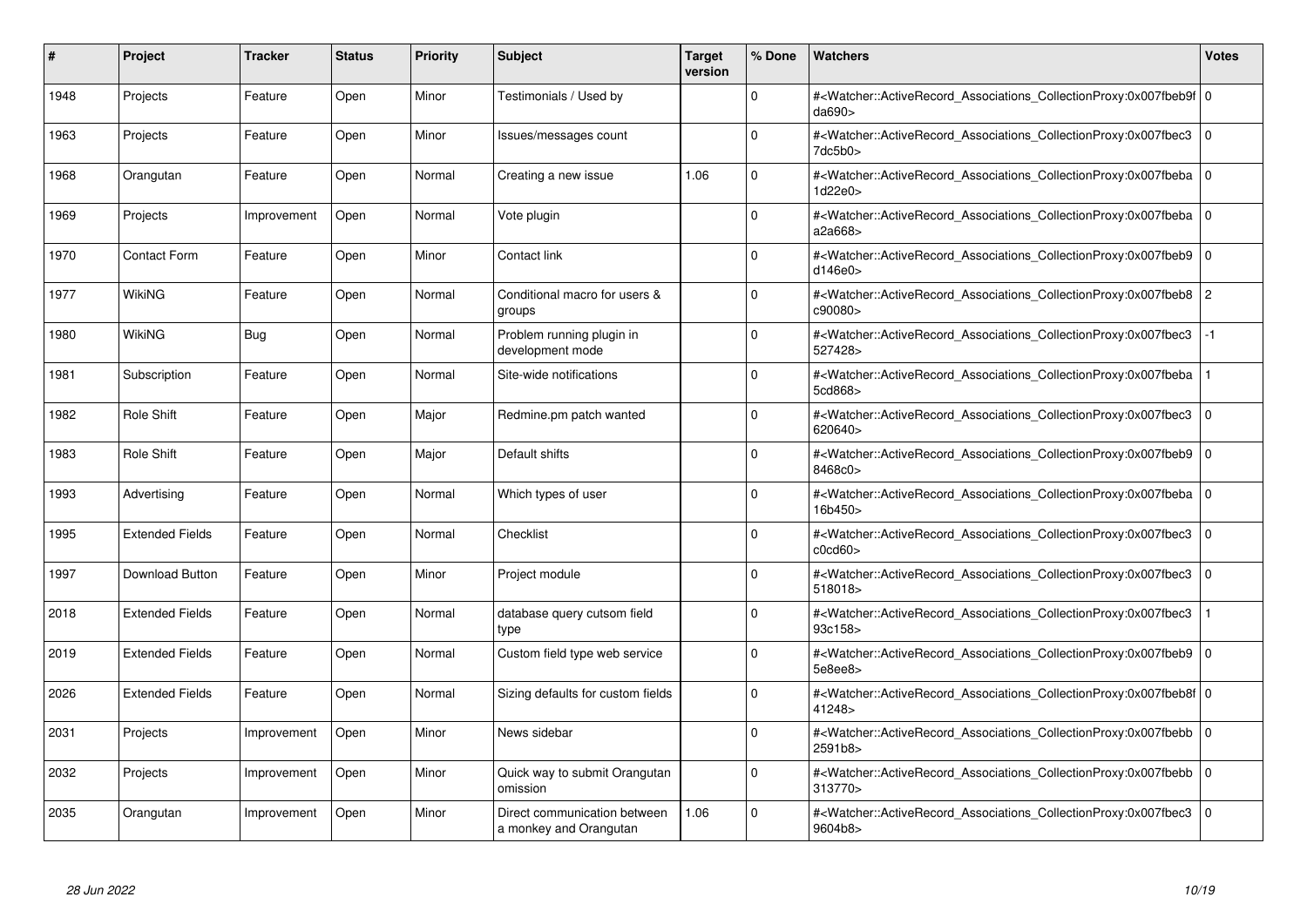| # | Project | Tracker | Status | Priority | Subject | Target version | % Done | Watchers | Votes |
|---|---|---|---|---|---|---|---|---|---|
| 1948 | Projects | Feature | Open | Minor | Testimonials / Used by | | 0 | #<Watcher::ActiveRecord_Associations_CollectionProxy:0x007fbeb9fda690> | 0 |
| 1963 | Projects | Feature | Open | Minor | Issues/messages count | | 0 | #<Watcher::ActiveRecord_Associations_CollectionProxy:0x007fbec37dc5b0> | 0 |
| 1968 | Orangutan | Feature | Open | Normal | Creating a new issue | 1.06 | 0 | #<Watcher::ActiveRecord_Associations_CollectionProxy:0x007fbeba1d22e0> | 0 |
| 1969 | Projects | Improvement | Open | Normal | Vote plugin | | 0 | #<Watcher::ActiveRecord_Associations_CollectionProxy:0x007fbebaa2a668> | 0 |
| 1970 | Contact Form | Feature | Open | Minor | Contact link | | 0 | #<Watcher::ActiveRecord_Associations_CollectionProxy:0x007fbeb9d146e0> | 0 |
| 1977 | WikiNG | Feature | Open | Normal | Conditional macro for users & groups | | 0 | #<Watcher::ActiveRecord_Associations_CollectionProxy:0x007fbeb8c90080> | 2 |
| 1980 | WikiNG | Bug | Open | Normal | Problem running plugin in development mode | | 0 | #<Watcher::ActiveRecord_Associations_CollectionProxy:0x007fbec3527428> | -1 |
| 1981 | Subscription | Feature | Open | Normal | Site-wide notifications | | 0 | #<Watcher::ActiveRecord_Associations_CollectionProxy:0x007fbeba5cd868> | 1 |
| 1982 | Role Shift | Feature | Open | Major | Redmine.pm patch wanted | | 0 | #<Watcher::ActiveRecord_Associations_CollectionProxy:0x007fbec3620640> | 0 |
| 1983 | Role Shift | Feature | Open | Major | Default shifts | | 0 | #<Watcher::ActiveRecord_Associations_CollectionProxy:0x007fbeb98468c0> | 0 |
| 1993 | Advertising | Feature | Open | Normal | Which types of user | | 0 | #<Watcher::ActiveRecord_Associations_CollectionProxy:0x007fbeba16b450> | 0 |
| 1995 | Extended Fields | Feature | Open | Normal | Checklist | | 0 | #<Watcher::ActiveRecord_Associations_CollectionProxy:0x007fbec3c0cd60> | 0 |
| 1997 | Download Button | Feature | Open | Minor | Project module | | 0 | #<Watcher::ActiveRecord_Associations_CollectionProxy:0x007fbec3518018> | 0 |
| 2018 | Extended Fields | Feature | Open | Normal | database query cutsom field type | | 0 | #<Watcher::ActiveRecord_Associations_CollectionProxy:0x007fbec393c158> | 1 |
| 2019 | Extended Fields | Feature | Open | Normal | Custom field type web service | | 0 | #<Watcher::ActiveRecord_Associations_CollectionProxy:0x007fbeb95e8ee8> | 0 |
| 2026 | Extended Fields | Feature | Open | Normal | Sizing defaults for custom fields | | 0 | #<Watcher::ActiveRecord_Associations_CollectionProxy:0x007fbeb8f41248> | 0 |
| 2031 | Projects | Improvement | Open | Minor | News sidebar | | 0 | #<Watcher::ActiveRecord_Associations_CollectionProxy:0x007fbebb2591b8> | 0 |
| 2032 | Projects | Improvement | Open | Minor | Quick way to submit Orangutan omission | | 0 | #<Watcher::ActiveRecord_Associations_CollectionProxy:0x007fbebb313770> | 0 |
| 2035 | Orangutan | Improvement | Open | Minor | Direct communication between a monkey and Orangutan | 1.06 | 0 | #<Watcher::ActiveRecord_Associations_CollectionProxy:0x007fbec39604b8> | 0 |

*28 Jun 2022*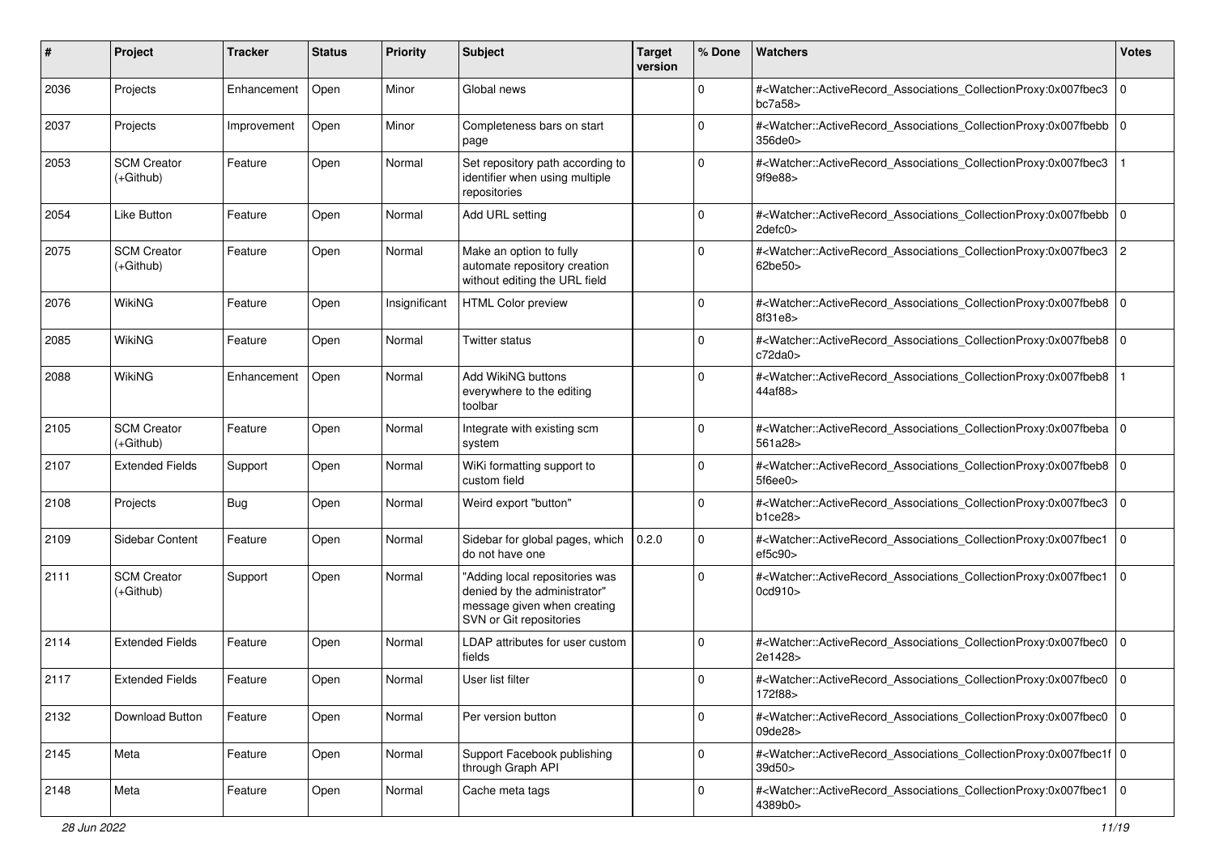| # | Project | Tracker | Status | Priority | Subject | Target version | % Done | Watchers | Votes |
|---|---|---|---|---|---|---|---|---|---|
| 2036 | Projects | Enhancement | Open | Minor | Global news | | 0 | #<Watcher::ActiveRecord_Associations_CollectionProxy:0x007fbec3bc7a58> | 0 |
| 2037 | Projects | Improvement | Open | Minor | Completeness bars on start page | | 0 | #<Watcher::ActiveRecord_Associations_CollectionProxy:0x007fbebb356de0> | 0 |
| 2053 | SCM Creator (+Github) | Feature | Open | Normal | Set repository path according to identifier when using multiple repositories | | 0 | #<Watcher::ActiveRecord_Associations_CollectionProxy:0x007fbec39f9e88> | 1 |
| 2054 | Like Button | Feature | Open | Normal | Add URL setting | | 0 | #<Watcher::ActiveRecord_Associations_CollectionProxy:0x007fbebb2defc0> | 0 |
| 2075 | SCM Creator (+Github) | Feature | Open | Normal | Make an option to fully automate repository creation without editing the URL field | | 0 | #<Watcher::ActiveRecord_Associations_CollectionProxy:0x007fbec362be50> | 2 |
| 2076 | WikiNG | Feature | Open | Insignificant | HTML Color preview | | 0 | #<Watcher::ActiveRecord_Associations_CollectionProxy:0x007fbeb88f31e8> | 0 |
| 2085 | WikiNG | Feature | Open | Normal | Twitter status | | 0 | #<Watcher::ActiveRecord_Associations_CollectionProxy:0x007fbeb8c72da0> | 0 |
| 2088 | WikiNG | Enhancement | Open | Normal | Add WikiNG buttons everywhere to the editing toolbar | | 0 | #<Watcher::ActiveRecord_Associations_CollectionProxy:0x007fbeb844af88> | 1 |
| 2105 | SCM Creator (+Github) | Feature | Open | Normal | Integrate with existing scm system | | 0 | #<Watcher::ActiveRecord_Associations_CollectionProxy:0x007fbeba561a28> | 0 |
| 2107 | Extended Fields | Support | Open | Normal | WiKi formatting support to custom field | | 0 | #<Watcher::ActiveRecord_Associations_CollectionProxy:0x007fbeb85f6ee0> | 0 |
| 2108 | Projects | Bug | Open | Normal | Weird export "button" | | 0 | #<Watcher::ActiveRecord_Associations_CollectionProxy:0x007fbec3b1ce28> | 0 |
| 2109 | Sidebar Content | Feature | Open | Normal | Sidebar for global pages, which do not have one | 0.2.0 | 0 | #<Watcher::ActiveRecord_Associations_CollectionProxy:0x007fbec1ef5c90> | 0 |
| 2111 | SCM Creator (+Github) | Support | Open | Normal | "Adding local repositories was denied by the administrator" message given when creating SVN or Git repositories | | 0 | #<Watcher::ActiveRecord_Associations_CollectionProxy:0x007fbec10cd910> | 0 |
| 2114 | Extended Fields | Feature | Open | Normal | LDAP attributes for user custom fields | | 0 | #<Watcher::ActiveRecord_Associations_CollectionProxy:0x007fbec02e1428> | 0 |
| 2117 | Extended Fields | Feature | Open | Normal | User list filter | | 0 | #<Watcher::ActiveRecord_Associations_CollectionProxy:0x007fbec0172f88> | 0 |
| 2132 | Download Button | Feature | Open | Normal | Per version button | | 0 | #<Watcher::ActiveRecord_Associations_CollectionProxy:0x007fbec009de28> | 0 |
| 2145 | Meta | Feature | Open | Normal | Support Facebook publishing through Graph API | | 0 | #<Watcher::ActiveRecord_Associations_CollectionProxy:0x007fbec1f39d50> | 0 |
| 2148 | Meta | Feature | Open | Normal | Cache meta tags | | 0 | #<Watcher::ActiveRecord_Associations_CollectionProxy:0x007fbec14389b0> | 0 |

*28 Jun 2022*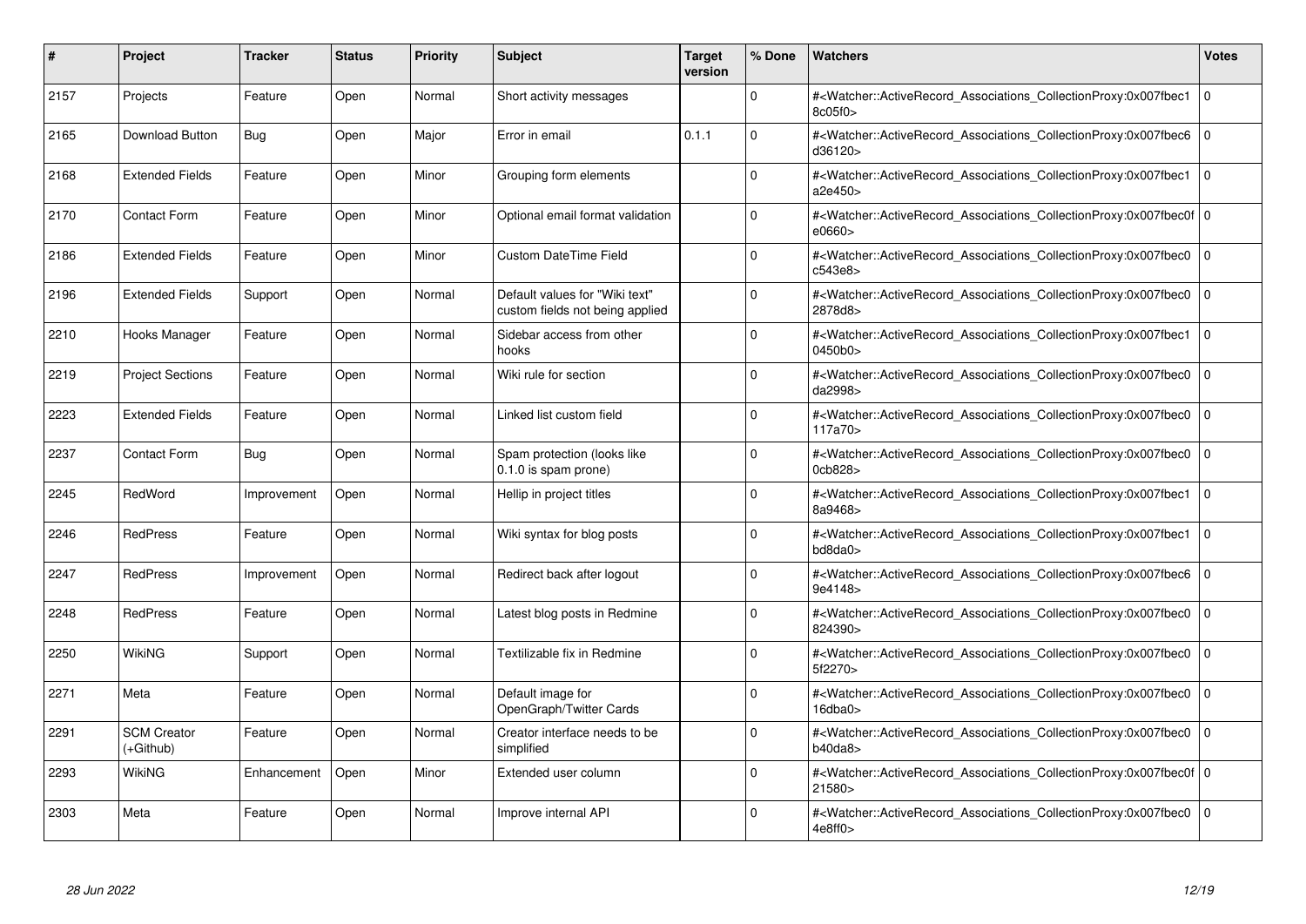| # | Project | Tracker | Status | Priority | Subject | Target version | % Done | Watchers | Votes |
|---|---|---|---|---|---|---|---|---|---|
| 2157 | Projects | Feature | Open | Normal | Short activity messages | | 0 | #<Watcher::ActiveRecord_Associations_CollectionProxy:0x007fbec18c05f0> | 0 |
| 2165 | Download Button | Bug | Open | Major | Error in email | 0.1.1 | 0 | #<Watcher::ActiveRecord_Associations_CollectionProxy:0x007fbec6d36120> | 0 |
| 2168 | Extended Fields | Feature | Open | Minor | Grouping form elements | | 0 | #<Watcher::ActiveRecord_Associations_CollectionProxy:0x007fbec1a2e450> | 0 |
| 2170 | Contact Form | Feature | Open | Minor | Optional email format validation | | 0 | #<Watcher::ActiveRecord_Associations_CollectionProxy:0x007fbec0fe0660> | 0 |
| 2186 | Extended Fields | Feature | Open | Minor | Custom DateTime Field | | 0 | #<Watcher::ActiveRecord_Associations_CollectionProxy:0x007fbec0c543e8> | 0 |
| 2196 | Extended Fields | Support | Open | Normal | Default values for "Wiki text" custom fields not being applied | | 0 | #<Watcher::ActiveRecord_Associations_CollectionProxy:0x007fbec02878d8> | 0 |
| 2210 | Hooks Manager | Feature | Open | Normal | Sidebar access from other hooks | | 0 | #<Watcher::ActiveRecord_Associations_CollectionProxy:0x007fbec10450b0> | 0 |
| 2219 | Project Sections | Feature | Open | Normal | Wiki rule for section | | 0 | #<Watcher::ActiveRecord_Associations_CollectionProxy:0x007fbec0da2998> | 0 |
| 2223 | Extended Fields | Feature | Open | Normal | Linked list custom field | | 0 | #<Watcher::ActiveRecord_Associations_CollectionProxy:0x007fbec0117a70> | 0 |
| 2237 | Contact Form | Bug | Open | Normal | Spam protection (looks like 0.1.0 is spam prone) | | 0 | #<Watcher::ActiveRecord_Associations_CollectionProxy:0x007fbec00cb828> | 0 |
| 2245 | RedWord | Improvement | Open | Normal | Hellip in project titles | | 0 | #<Watcher::ActiveRecord_Associations_CollectionProxy:0x007fbec18a9468> | 0 |
| 2246 | RedPress | Feature | Open | Normal | Wiki syntax for blog posts | | 0 | #<Watcher::ActiveRecord_Associations_CollectionProxy:0x007fbec1bd8da0> | 0 |
| 2247 | RedPress | Improvement | Open | Normal | Redirect back after logout | | 0 | #<Watcher::ActiveRecord_Associations_CollectionProxy:0x007fbec69e4148> | 0 |
| 2248 | RedPress | Feature | Open | Normal | Latest blog posts in Redmine | | 0 | #<Watcher::ActiveRecord_Associations_CollectionProxy:0x007fbec0824390> | 0 |
| 2250 | WikiNG | Support | Open | Normal | Textilizable fix in Redmine | | 0 | #<Watcher::ActiveRecord_Associations_CollectionProxy:0x007fbec05f2270> | 0 |
| 2271 | Meta | Feature | Open | Normal | Default image for OpenGraph/Twitter Cards | | 0 | #<Watcher::ActiveRecord_Associations_CollectionProxy:0x007fbec016dba0> | 0 |
| 2291 | SCM Creator (+Github) | Feature | Open | Normal | Creator interface needs to be simplified | | 0 | #<Watcher::ActiveRecord_Associations_CollectionProxy:0x007fbec0b40da8> | 0 |
| 2293 | WikiNG | Enhancement | Open | Minor | Extended user column | | 0 | #<Watcher::ActiveRecord_Associations_CollectionProxy:0x007fbec0f21580> | 0 |
| 2303 | Meta | Feature | Open | Normal | Improve internal API | | 0 | #<Watcher::ActiveRecord_Associations_CollectionProxy:0x007fbec04e8ff0> | 0 |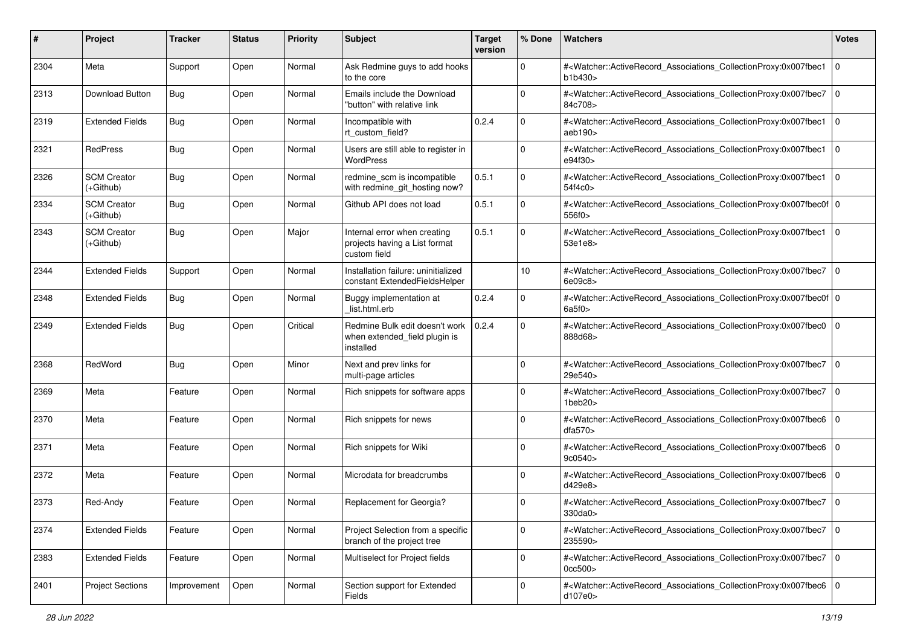| # | Project | Tracker | Status | Priority | Subject | Target version | % Done | Watchers | Votes |
|---|---|---|---|---|---|---|---|---|---|
| 2304 | Meta | Support | Open | Normal | Ask Redmine guys to add hooks to the core | | 0 | #<Watcher::ActiveRecord_Associations_CollectionProxy:0x007fbec1b1b430> | 0 |
| 2313 | Download Button | Bug | Open | Normal | Emails include the Download "button" with relative link | | 0 | #<Watcher::ActiveRecord_Associations_CollectionProxy:0x007fbec784c708> | 0 |
| 2319 | Extended Fields | Bug | Open | Normal | Incompatible with rt_custom_field? | 0.2.4 | 0 | #<Watcher::ActiveRecord_Associations_CollectionProxy:0x007fbec1aeb190> | 0 |
| 2321 | RedPress | Bug | Open | Normal | Users are still able to register in WordPress | | 0 | #<Watcher::ActiveRecord_Associations_CollectionProxy:0x007fbec1e94f30> | 0 |
| 2326 | SCM Creator (+Github) | Bug | Open | Normal | redmine_scm is incompatible with redmine_git_hosting now? | 0.5.1 | 0 | #<Watcher::ActiveRecord_Associations_CollectionProxy:0x007fbec154f4c0> | 0 |
| 2334 | SCM Creator (+Github) | Bug | Open | Normal | Github API does not load | 0.5.1 | 0 | #<Watcher::ActiveRecord_Associations_CollectionProxy:0x007fbec0f556f0> | 0 |
| 2343 | SCM Creator (+Github) | Bug | Open | Major | Internal error when creating projects having a List format custom field | 0.5.1 | 0 | #<Watcher::ActiveRecord_Associations_CollectionProxy:0x007fbec153e1e8> | 0 |
| 2344 | Extended Fields | Support | Open | Normal | Installation failure: uninitialized constant ExtendedFieldsHelper | | 10 | #<Watcher::ActiveRecord_Associations_CollectionProxy:0x007fbec76e09c8> | 0 |
| 2348 | Extended Fields | Bug | Open | Normal | Buggy implementation at _list.html.erb | 0.2.4 | 0 | #<Watcher::ActiveRecord_Associations_CollectionProxy:0x007fbec0f6a5f0> | 0 |
| 2349 | Extended Fields | Bug | Open | Critical | Redmine Bulk edit doesn't work when extended_field plugin is installed | 0.2.4 | 0 | #<Watcher::ActiveRecord_Associations_CollectionProxy:0x007fbec0888d68> | 0 |
| 2368 | RedWord | Bug | Open | Minor | Next and prev links for multi-page articles | | 0 | #<Watcher::ActiveRecord_Associations_CollectionProxy:0x007fbec729e540> | 0 |
| 2369 | Meta | Feature | Open | Normal | Rich snippets for software apps | | 0 | #<Watcher::ActiveRecord_Associations_CollectionProxy:0x007fbec71beb20> | 0 |
| 2370 | Meta | Feature | Open | Normal | Rich snippets for news | | 0 | #<Watcher::ActiveRecord_Associations_CollectionProxy:0x007fbec6dfa570> | 0 |
| 2371 | Meta | Feature | Open | Normal | Rich snippets for Wiki | | 0 | #<Watcher::ActiveRecord_Associations_CollectionProxy:0x007fbec69c0540> | 0 |
| 2372 | Meta | Feature | Open | Normal | Microdata for breadcrumbs | | 0 | #<Watcher::ActiveRecord_Associations_CollectionProxy:0x007fbec6d429e8> | 0 |
| 2373 | Red-Andy | Feature | Open | Normal | Replacement for Georgia? | | 0 | #<Watcher::ActiveRecord_Associations_CollectionProxy:0x007fbec7330da0> | 0 |
| 2374 | Extended Fields | Feature | Open | Normal | Project Selection from a specific branch of the project tree | | 0 | #<Watcher::ActiveRecord_Associations_CollectionProxy:0x007fbec7235590> | 0 |
| 2383 | Extended Fields | Feature | Open | Normal | Multiselect for Project fields | | 0 | #<Watcher::ActiveRecord_Associations_CollectionProxy:0x007fbec70cc500> | 0 |
| 2401 | Project Sections | Improvement | Open | Normal | Section support for Extended Fields | | 0 | #<Watcher::ActiveRecord_Associations_CollectionProxy:0x007fbec6d107e0> | 0 |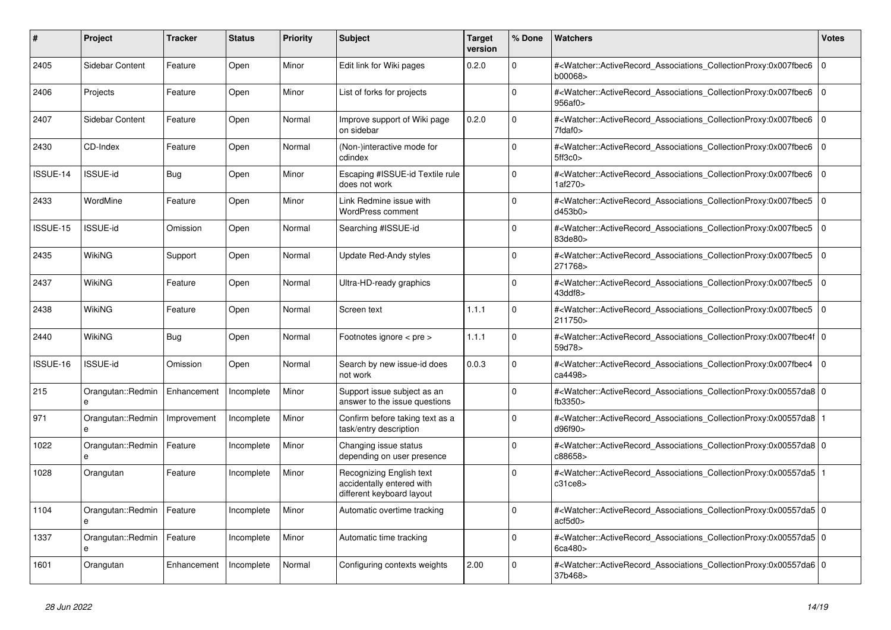| # | Project | Tracker | Status | Priority | Subject | Target version | % Done | Watchers | Votes |
|---|---|---|---|---|---|---|---|---|---|
| 2405 | Sidebar Content | Feature | Open | Minor | Edit link for Wiki pages | 0.2.0 | 0 | #<Watcher::ActiveRecord_Associations_CollectionProxy:0x007fbec6b00068> | 0 |
| 2406 | Projects | Feature | Open | Minor | List of forks for projects | | 0 | #<Watcher::ActiveRecord_Associations_CollectionProxy:0x007fbec6956af0> | 0 |
| 2407 | Sidebar Content | Feature | Open | Normal | Improve support of Wiki page on sidebar | 0.2.0 | 0 | #<Watcher::ActiveRecord_Associations_CollectionProxy:0x007fbec67fdaf0> | 0 |
| 2430 | CD-Index | Feature | Open | Normal | (Non-)interactive mode for cdindex | | 0 | #<Watcher::ActiveRecord_Associations_CollectionProxy:0x007fbec65ff3c0> | 0 |
| ISSUE-14 | ISSUE-id | Bug | Open | Minor | Escaping #ISSUE-id Textile rule does not work | | 0 | #<Watcher::ActiveRecord_Associations_CollectionProxy:0x007fbec61af270> | 0 |
| 2433 | WordMine | Feature | Open | Minor | Link Redmine issue with WordPress comment | | 0 | #<Watcher::ActiveRecord_Associations_CollectionProxy:0x007fbec5d453b0> | 0 |
| ISSUE-15 | ISSUE-id | Omission | Open | Normal | Searching #ISSUE-id | | 0 | #<Watcher::ActiveRecord_Associations_CollectionProxy:0x007fbec583de80> | 0 |
| 2435 | WikiNG | Support | Open | Normal | Update Red-Andy styles | | 0 | #<Watcher::ActiveRecord_Associations_CollectionProxy:0x007fbec5271768> | 0 |
| 2437 | WikiNG | Feature | Open | Normal | Ultra-HD-ready graphics | | 0 | #<Watcher::ActiveRecord_Associations_CollectionProxy:0x007fbec543ddf8> | 0 |
| 2438 | WikiNG | Feature | Open | Normal | Screen text | 1.1.1 | 0 | #<Watcher::ActiveRecord_Associations_CollectionProxy:0x007fbec5211750> | 0 |
| 2440 | WikiNG | Bug | Open | Normal | Footnotes ignore < pre > | 1.1.1 | 0 | #<Watcher::ActiveRecord_Associations_CollectionProxy:0x007fbec4f59d78> | 0 |
| ISSUE-16 | ISSUE-id | Omission | Open | Normal | Search by new issue-id does not work | 0.0.3 | 0 | #<Watcher::ActiveRecord_Associations_CollectionProxy:0x007fbec4ca4498> | 0 |
| 215 | Orangutan::Redmine | Enhancement | Incomplete | Minor | Support issue subject as an answer to the issue questions | | 0 | #<Watcher::ActiveRecord_Associations_CollectionProxy:0x00557da8fb3350> | 0 |
| 971 | Orangutan::Redmine | Improvement | Incomplete | Minor | Confirm before taking text as a task/entry description | | 0 | #<Watcher::ActiveRecord_Associations_CollectionProxy:0x00557da8d96f90> | 1 |
| 1022 | Orangutan::Redmine | Feature | Incomplete | Minor | Changing issue status depending on user presence | | 0 | #<Watcher::ActiveRecord_Associations_CollectionProxy:0x00557da8c88658> | 0 |
| 1028 | Orangutan | Feature | Incomplete | Minor | Recognizing English text accidentally entered with different keyboard layout | | 0 | #<Watcher::ActiveRecord_Associations_CollectionProxy:0x00557da5c31ce8> | 1 |
| 1104 | Orangutan::Redmine | Feature | Incomplete | Minor | Automatic overtime tracking | | 0 | #<Watcher::ActiveRecord_Associations_CollectionProxy:0x00557da5acf5d0> | 0 |
| 1337 | Orangutan::Redmine | Feature | Incomplete | Minor | Automatic time tracking | | 0 | #<Watcher::ActiveRecord_Associations_CollectionProxy:0x00557da56ca480> | 0 |
| 1601 | Orangutan | Enhancement | Incomplete | Normal | Configuring contexts weights | 2.00 | 0 | #<Watcher::ActiveRecord_Associations_CollectionProxy:0x00557da637b468> | 0 |

*28 Jun 2022*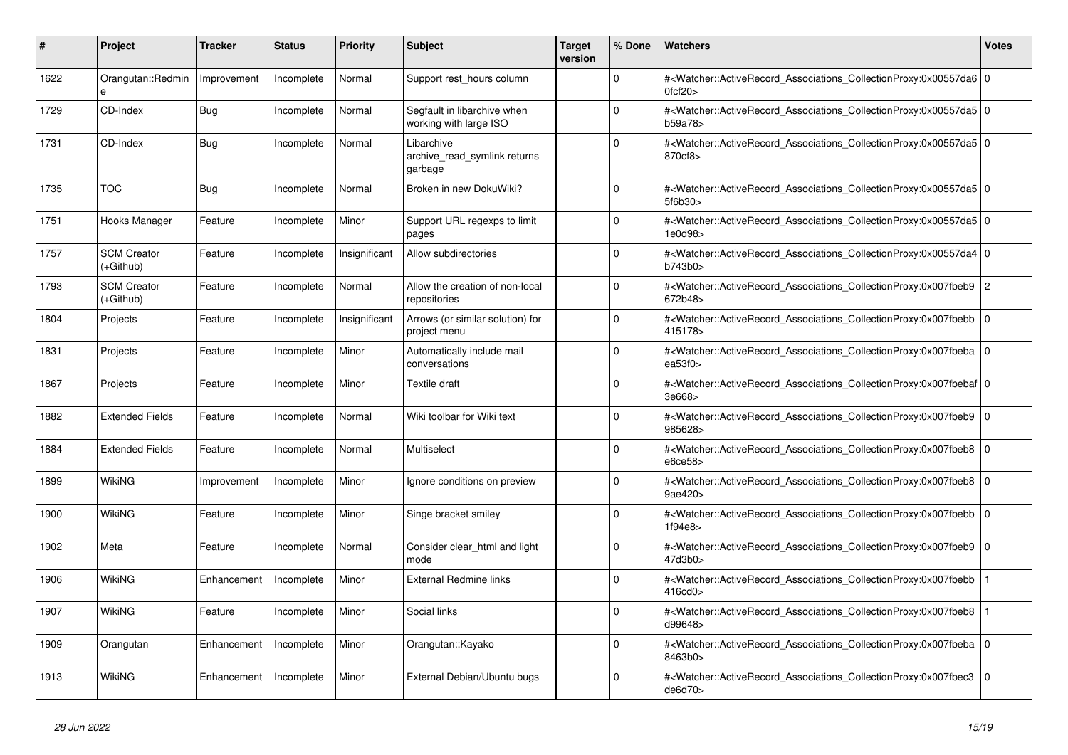| # | Project | Tracker | Status | Priority | Subject | Target version | % Done | Watchers | Votes |
|---|---|---|---|---|---|---|---|---|---|
| 1622 | Orangutan::Redmine | Improvement | Incomplete | Normal | Support rest_hours column | | 0 | #<Watcher::ActiveRecord_Associations_CollectionProxy:0x00557da60fcf20> | 0 |
| 1729 | CD-Index | Bug | Incomplete | Normal | Segfault in libarchive when working with large ISO | | 0 | #<Watcher::ActiveRecord_Associations_CollectionProxy:0x00557da5b59a78> | 0 |
| 1731 | CD-Index | Bug | Incomplete | Normal | Libarchive archive_read_symlink returns garbage | | 0 | #<Watcher::ActiveRecord_Associations_CollectionProxy:0x00557da5870cf8> | 0 |
| 1735 | TOC | Bug | Incomplete | Normal | Broken in new DokuWiki? | | 0 | #<Watcher::ActiveRecord_Associations_CollectionProxy:0x00557da55f6b30> | 0 |
| 1751 | Hooks Manager | Feature | Incomplete | Minor | Support URL regexps to limit pages | | 0 | #<Watcher::ActiveRecord_Associations_CollectionProxy:0x00557da51e0d98> | 0 |
| 1757 | SCM Creator (+Github) | Feature | Incomplete | Insignificant | Allow subdirectories | | 0 | #<Watcher::ActiveRecord_Associations_CollectionProxy:0x00557da4b743b0> | 0 |
| 1793 | SCM Creator (+Github) | Feature | Incomplete | Normal | Allow the creation of non-local repositories | | 0 | #<Watcher::ActiveRecord_Associations_CollectionProxy:0x007fbeb9672b48> | 2 |
| 1804 | Projects | Feature | Incomplete | Insignificant | Arrows (or similar solution) for project menu | | 0 | #<Watcher::ActiveRecord_Associations_CollectionProxy:0x007fbebb415178> | 0 |
| 1831 | Projects | Feature | Incomplete | Minor | Automatically include mail conversations | | 0 | #<Watcher::ActiveRecord_Associations_CollectionProxy:0x007fbebaea53f0> | 0 |
| 1867 | Projects | Feature | Incomplete | Minor | Textile draft | | 0 | #<Watcher::ActiveRecord_Associations_CollectionProxy:0x007fbebaf3e668> | 0 |
| 1882 | Extended Fields | Feature | Incomplete | Normal | Wiki toolbar for Wiki text | | 0 | #<Watcher::ActiveRecord_Associations_CollectionProxy:0x007fbeb9985628> | 0 |
| 1884 | Extended Fields | Feature | Incomplete | Normal | Multiselect | | 0 | #<Watcher::ActiveRecord_Associations_CollectionProxy:0x007fbeb8e6ce58> | 0 |
| 1899 | WikiNG | Improvement | Incomplete | Minor | Ignore conditions on preview | | 0 | #<Watcher::ActiveRecord_Associations_CollectionProxy:0x007fbeb89ae420> | 0 |
| 1900 | WikiNG | Feature | Incomplete | Minor | Singe bracket smiley | | 0 | #<Watcher::ActiveRecord_Associations_CollectionProxy:0x007fbebb1f94e8> | 0 |
| 1902 | Meta | Feature | Incomplete | Normal | Consider clear_html and light mode | | 0 | #<Watcher::ActiveRecord_Associations_CollectionProxy:0x007fbeb947d3b0> | 0 |
| 1906 | WikiNG | Enhancement | Incomplete | Minor | External Redmine links | | 0 | #<Watcher::ActiveRecord_Associations_CollectionProxy:0x007fbebb416cd0> | 1 |
| 1907 | WikiNG | Feature | Incomplete | Minor | Social links | | 0 | #<Watcher::ActiveRecord_Associations_CollectionProxy:0x007fbeb8d99648> | 1 |
| 1909 | Orangutan | Enhancement | Incomplete | Minor | Orangutan::Kayako | | 0 | #<Watcher::ActiveRecord_Associations_CollectionProxy:0x007fbeba8463b0> | 0 |
| 1913 | WikiNG | Enhancement | Incomplete | Minor | External Debian/Ubuntu bugs | | 0 | #<Watcher::ActiveRecord_Associations_CollectionProxy:0x007fbec3de6d70> | 0 |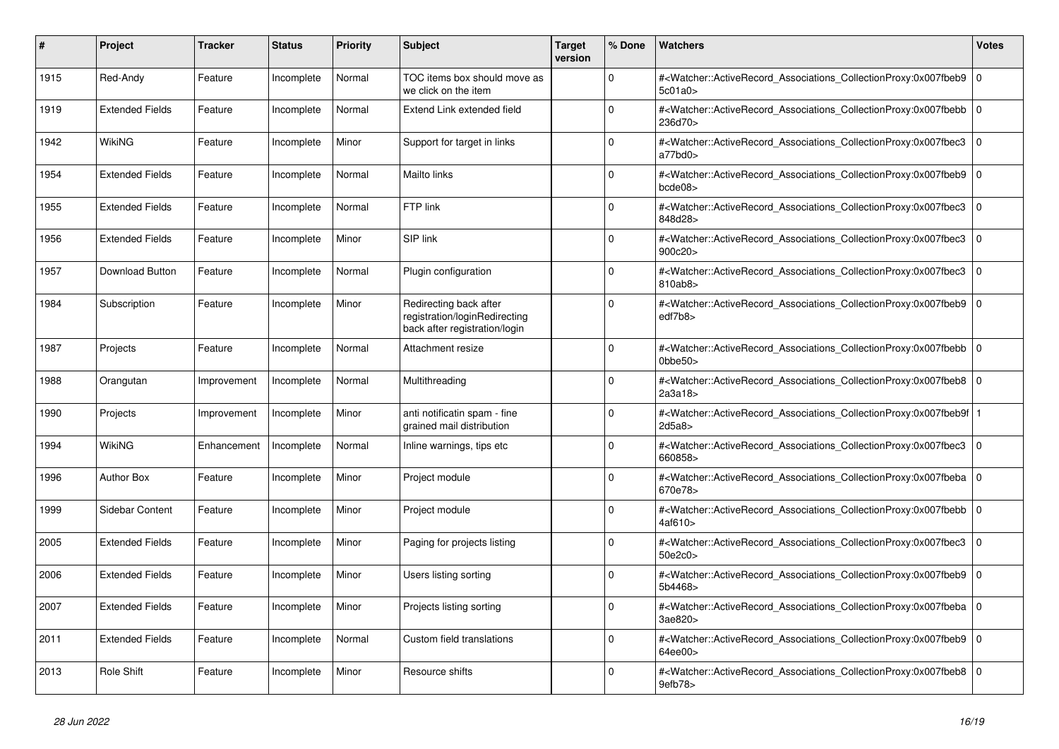| # | Project | Tracker | Status | Priority | Subject | Target version | % Done | Watchers | Votes |
|---|---|---|---|---|---|---|---|---|---|
| 1915 | Red-Andy | Feature | Incomplete | Normal | TOC items box should move as we click on the item | | 0 | #<Watcher::ActiveRecord_Associations_CollectionProxy:0x007fbeb95c01a0> | 0 |
| 1919 | Extended Fields | Feature | Incomplete | Normal | Extend Link extended field | | 0 | #<Watcher::ActiveRecord_Associations_CollectionProxy:0x007fbebb236d70> | 0 |
| 1942 | WikiNG | Feature | Incomplete | Minor | Support for target in links | | 0 | #<Watcher::ActiveRecord_Associations_CollectionProxy:0x007fbec3a77bd0> | 0 |
| 1954 | Extended Fields | Feature | Incomplete | Normal | Mailto links | | 0 | #<Watcher::ActiveRecord_Associations_CollectionProxy:0x007fbeb9bcde08> | 0 |
| 1955 | Extended Fields | Feature | Incomplete | Normal | FTP link | | 0 | #<Watcher::ActiveRecord_Associations_CollectionProxy:0x007fbec3848d28> | 0 |
| 1956 | Extended Fields | Feature | Incomplete | Minor | SIP link | | 0 | #<Watcher::ActiveRecord_Associations_CollectionProxy:0x007fbec3900c20> | 0 |
| 1957 | Download Button | Feature | Incomplete | Normal | Plugin configuration | | 0 | #<Watcher::ActiveRecord_Associations_CollectionProxy:0x007fbec3810ab8> | 0 |
| 1984 | Subscription | Feature | Incomplete | Minor | Redirecting back after registration/loginRedirecting back after registration/login | | 0 | #<Watcher::ActiveRecord_Associations_CollectionProxy:0x007fbeb9edf7b8> | 0 |
| 1987 | Projects | Feature | Incomplete | Normal | Attachment resize | | 0 | #<Watcher::ActiveRecord_Associations_CollectionProxy:0x007fbebb0bbe50> | 0 |
| 1988 | Orangutan | Improvement | Incomplete | Normal | Multithreading | | 0 | #<Watcher::ActiveRecord_Associations_CollectionProxy:0x007fbeb82a3a18> | 0 |
| 1990 | Projects | Improvement | Incomplete | Minor | anti notificatin spam - fine grained mail distribution | | 0 | #<Watcher::ActiveRecord_Associations_CollectionProxy:0x007fbeb9f2d5a8> | 1 |
| 1994 | WikiNG | Enhancement | Incomplete | Normal | Inline warnings, tips etc | | 0 | #<Watcher::ActiveRecord_Associations_CollectionProxy:0x007fbec3660858> | 0 |
| 1996 | Author Box | Feature | Incomplete | Minor | Project module | | 0 | #<Watcher::ActiveRecord_Associations_CollectionProxy:0x007fbeba670e78> | 0 |
| 1999 | Sidebar Content | Feature | Incomplete | Minor | Project module | | 0 | #<Watcher::ActiveRecord_Associations_CollectionProxy:0x007fbebb4af610> | 0 |
| 2005 | Extended Fields | Feature | Incomplete | Minor | Paging for projects listing | | 0 | #<Watcher::ActiveRecord_Associations_CollectionProxy:0x007fbec350e2c0> | 0 |
| 2006 | Extended Fields | Feature | Incomplete | Minor | Users listing sorting | | 0 | #<Watcher::ActiveRecord_Associations_CollectionProxy:0x007fbeb95b4468> | 0 |
| 2007 | Extended Fields | Feature | Incomplete | Minor | Projects listing sorting | | 0 | #<Watcher::ActiveRecord_Associations_CollectionProxy:0x007fbeba3ae820> | 0 |
| 2011 | Extended Fields | Feature | Incomplete | Normal | Custom field translations | | 0 | #<Watcher::ActiveRecord_Associations_CollectionProxy:0x007fbeb964ee00> | 0 |
| 2013 | Role Shift | Feature | Incomplete | Minor | Resource shifts | | 0 | #<Watcher::ActiveRecord_Associations_CollectionProxy:0x007fbeb89efb78> | 0 |

*28 Jun 2022*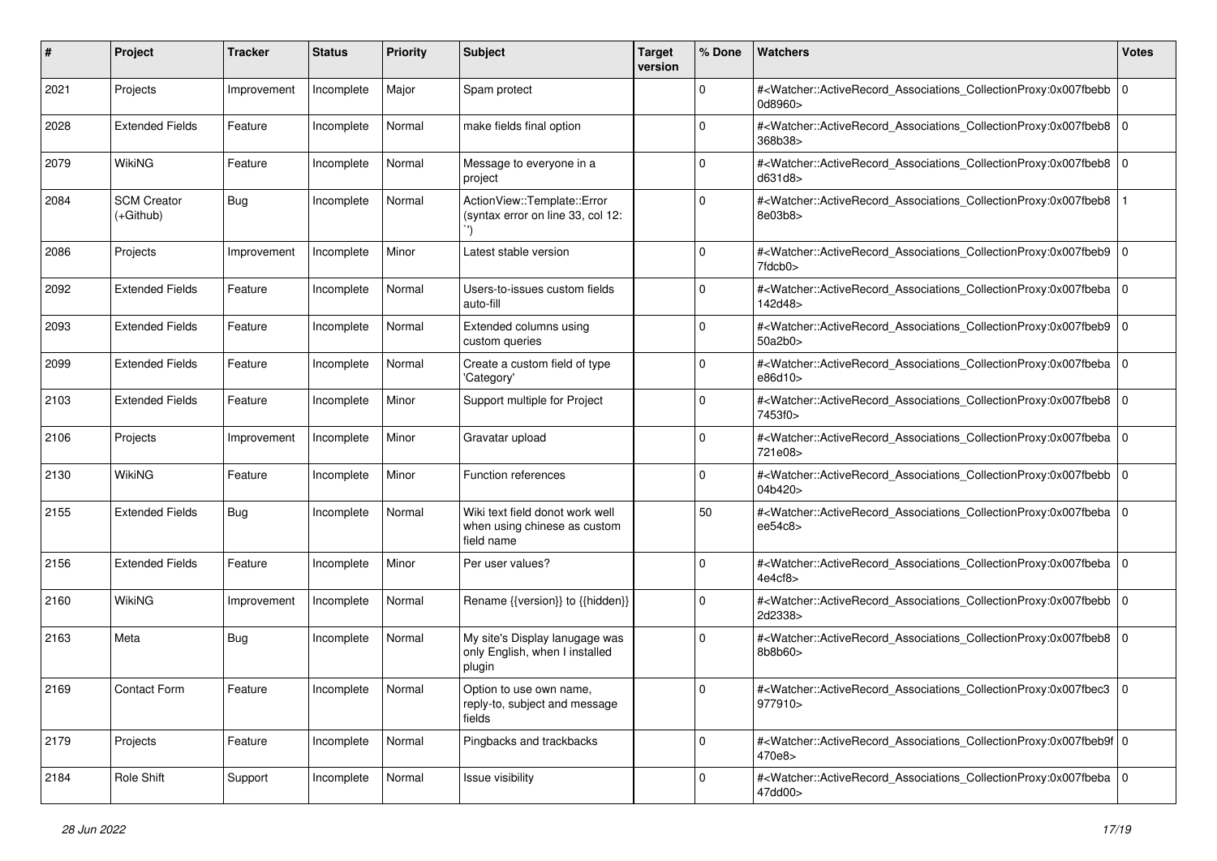| # | Project | Tracker | Status | Priority | Subject | Target version | % Done | Watchers | Votes |
|---|---|---|---|---|---|---|---|---|---|
| 2021 | Projects | Improvement | Incomplete | Major | Spam protect | | 0 | #<Watcher::ActiveRecord_Associations_CollectionProxy:0x007fbebb0d8960> | 0 |
| 2028 | Extended Fields | Feature | Incomplete | Normal | make fields final option | | 0 | #<Watcher::ActiveRecord_Associations_CollectionProxy:0x007fbeb8368b38> | 0 |
| 2079 | WikiNG | Feature | Incomplete | Normal | Message to everyone in a project | | 0 | #<Watcher::ActiveRecord_Associations_CollectionProxy:0x007fbeb8d631d8> | 0 |
| 2084 | SCM Creator (+Github) | Bug | Incomplete | Normal | ActionView::Template::Error (syntax error on line 33, col 12: `') | | 0 | #<Watcher::ActiveRecord_Associations_CollectionProxy:0x007fbeb88e03b8> | 1 |
| 2086 | Projects | Improvement | Incomplete | Minor | Latest stable version | | 0 | #<Watcher::ActiveRecord_Associations_CollectionProxy:0x007fbeb97fdcb0> | 0 |
| 2092 | Extended Fields | Feature | Incomplete | Normal | Users-to-issues custom fields auto-fill | | 0 | #<Watcher::ActiveRecord_Associations_CollectionProxy:0x007fbeba142d48> | 0 |
| 2093 | Extended Fields | Feature | Incomplete | Normal | Extended columns using custom queries | | 0 | #<Watcher::ActiveRecord_Associations_CollectionProxy:0x007fbeb950a2b0> | 0 |
| 2099 | Extended Fields | Feature | Incomplete | Normal | Create a custom field of type 'Category' | | 0 | #<Watcher::ActiveRecord_Associations_CollectionProxy:0x007fbebae86d10> | 0 |
| 2103 | Extended Fields | Feature | Incomplete | Minor | Support multiple for Project | | 0 | #<Watcher::ActiveRecord_Associations_CollectionProxy:0x007fbeb87453f0> | 0 |
| 2106 | Projects | Improvement | Incomplete | Minor | Gravatar upload | | 0 | #<Watcher::ActiveRecord_Associations_CollectionProxy:0x007fbeba721e08> | 0 |
| 2130 | WikiNG | Feature | Incomplete | Minor | Function references | | 0 | #<Watcher::ActiveRecord_Associations_CollectionProxy:0x007fbebb04b420> | 0 |
| 2155 | Extended Fields | Bug | Incomplete | Normal | Wiki text field donot work well when using chinese as custom field name | | 50 | #<Watcher::ActiveRecord_Associations_CollectionProxy:0x007fbebaee54c8> | 0 |
| 2156 | Extended Fields | Feature | Incomplete | Minor | Per user values? | | 0 | #<Watcher::ActiveRecord_Associations_CollectionProxy:0x007fbeba4e4cf8> | 0 |
| 2160 | WikiNG | Improvement | Incomplete | Normal | Rename {{version}} to {{hidden}} | | 0 | #<Watcher::ActiveRecord_Associations_CollectionProxy:0x007fbebb2d2338> | 0 |
| 2163 | Meta | Bug | Incomplete | Normal | My site's Display lanugage was only English, when I installed plugin | | 0 | #<Watcher::ActiveRecord_Associations_CollectionProxy:0x007fbeb88b8b60> | 0 |
| 2169 | Contact Form | Feature | Incomplete | Normal | Option to use own name, reply-to, subject and message fields | | 0 | #<Watcher::ActiveRecord_Associations_CollectionProxy:0x007fbec3977910> | 0 |
| 2179 | Projects | Feature | Incomplete | Normal | Pingbacks and trackbacks | | 0 | #<Watcher::ActiveRecord_Associations_CollectionProxy:0x007fbeb9f470e8> | 0 |
| 2184 | Role Shift | Support | Incomplete | Normal | Issue visibility | | 0 | #<Watcher::ActiveRecord_Associations_CollectionProxy:0x007fbeba47dd00> | 0 |

*28 Jun 2022*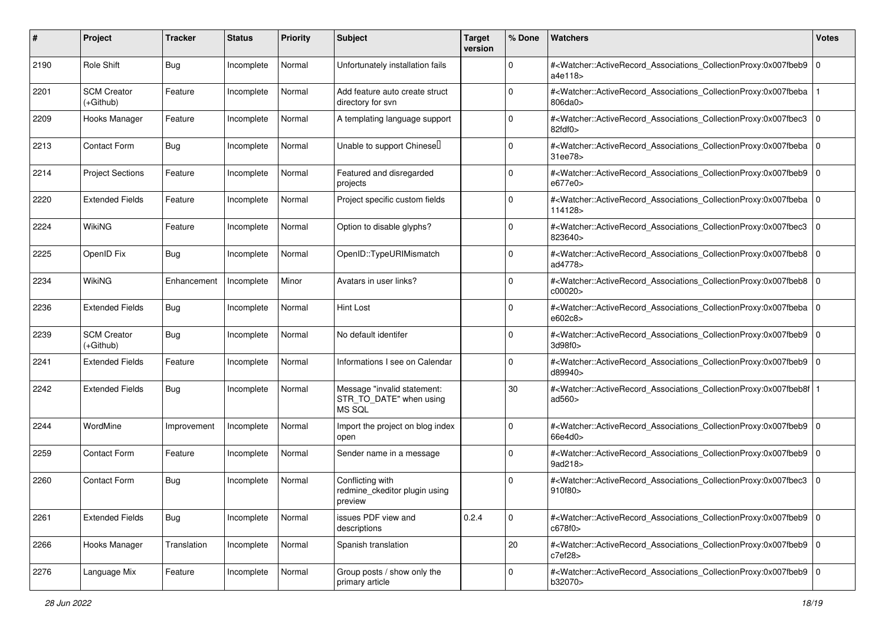| # | Project | Tracker | Status | Priority | Subject | Target version | % Done | Watchers | Votes |
|---|---|---|---|---|---|---|---|---|---|
| 2190 | Role Shift | Bug | Incomplete | Normal | Unfortunately installation fails | | 0 | #<Watcher::ActiveRecord_Associations_CollectionProxy:0x007fbeb9a4e118> | 0 |
| 2201 | SCM Creator (+Github) | Feature | Incomplete | Normal | Add feature auto create struct directory for svn | | 0 | #<Watcher::ActiveRecord_Associations_CollectionProxy:0x007fbeba806da0> | 1 |
| 2209 | Hooks Manager | Feature | Incomplete | Normal | A templating language support | | 0 | #<Watcher::ActiveRecord_Associations_CollectionProxy:0x007fbec382fdf0> | 0 |
| 2213 | Contact Form | Bug | Incomplete | Normal | Unable to support Chinese | | 0 | #<Watcher::ActiveRecord_Associations_CollectionProxy:0x007fbeba31ee78> | 0 |
| 2214 | Project Sections | Feature | Incomplete | Normal | Featured and disregarded projects | | 0 | #<Watcher::ActiveRecord_Associations_CollectionProxy:0x007fbeb9e677e0> | 0 |
| 2220 | Extended Fields | Feature | Incomplete | Normal | Project specific custom fields | | 0 | #<Watcher::ActiveRecord_Associations_CollectionProxy:0x007fbeba114128> | 0 |
| 2224 | WikiNG | Feature | Incomplete | Normal | Option to disable glyphs? | | 0 | #<Watcher::ActiveRecord_Associations_CollectionProxy:0x007fbec3823640> | 0 |
| 2225 | OpenID Fix | Bug | Incomplete | Normal | OpenID::TypeURIMismatch | | 0 | #<Watcher::ActiveRecord_Associations_CollectionProxy:0x007fbeb8ad4778> | 0 |
| 2234 | WikiNG | Enhancement | Incomplete | Minor | Avatars in user links? | | 0 | #<Watcher::ActiveRecord_Associations_CollectionProxy:0x007fbeb8c00020> | 0 |
| 2236 | Extended Fields | Bug | Incomplete | Normal | Hint Lost | | 0 | #<Watcher::ActiveRecord_Associations_CollectionProxy:0x007fbebae602c8> | 0 |
| 2239 | SCM Creator (+Github) | Bug | Incomplete | Normal | No default identifer | | 0 | #<Watcher::ActiveRecord_Associations_CollectionProxy:0x007fbeb93d98f0> | 0 |
| 2241 | Extended Fields | Feature | Incomplete | Normal | Informations I see on Calendar | | 0 | #<Watcher::ActiveRecord_Associations_CollectionProxy:0x007fbeb9d89940> | 0 |
| 2242 | Extended Fields | Bug | Incomplete | Normal | Message "invalid statement: STR_TO_DATE" when using MS SQL | | 30 | #<Watcher::ActiveRecord_Associations_CollectionProxy:0x007fbeb8fad560> | 1 |
| 2244 | WordMine | Improvement | Incomplete | Normal | Import the project on blog index open | | 0 | #<Watcher::ActiveRecord_Associations_CollectionProxy:0x007fbeb966e4d0> | 0 |
| 2259 | Contact Form | Feature | Incomplete | Normal | Sender name in a message | | 0 | #<Watcher::ActiveRecord_Associations_CollectionProxy:0x007fbeb99ad218> | 0 |
| 2260 | Contact Form | Bug | Incomplete | Normal | Conflicting with redmine_ckeditor plugin using preview | | 0 | #<Watcher::ActiveRecord_Associations_CollectionProxy:0x007fbec3910f80> | 0 |
| 2261 | Extended Fields | Bug | Incomplete | Normal | issues PDF view and descriptions | 0.2.4 | 0 | #<Watcher::ActiveRecord_Associations_CollectionProxy:0x007fbeb9c678f0> | 0 |
| 2266 | Hooks Manager | Translation | Incomplete | Normal | Spanish translation | | 20 | #<Watcher::ActiveRecord_Associations_CollectionProxy:0x007fbeb9c7ef28> | 0 |
| 2276 | Language Mix | Feature | Incomplete | Normal | Group posts / show only the primary article | | 0 | #<Watcher::ActiveRecord_Associations_CollectionProxy:0x007fbeb9b32070> | 0 |

*28 Jun 2022*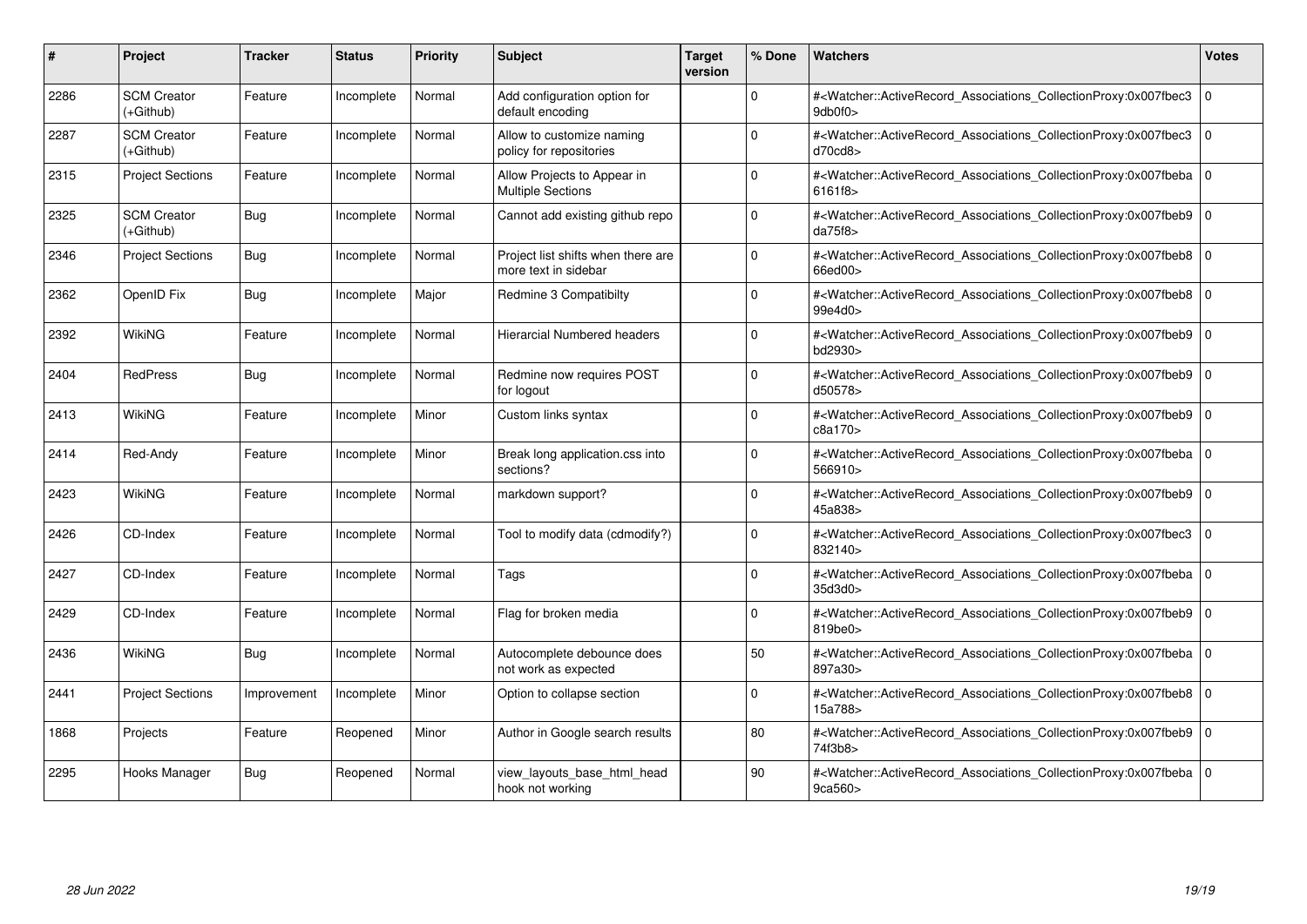| # | Project | Tracker | Status | Priority | Subject | Target version | % Done | Watchers | Votes |
|---|---|---|---|---|---|---|---|---|---|
| 2286 | SCM Creator (+Github) | Feature | Incomplete | Normal | Add configuration option for default encoding | | 0 | #<Watcher::ActiveRecord_Associations_CollectionProxy:0x007fbec39db0f0> | 0 |
| 2287 | SCM Creator (+Github) | Feature | Incomplete | Normal | Allow to customize naming policy for repositories | | 0 | #<Watcher::ActiveRecord_Associations_CollectionProxy:0x007fbec3d70cd8> | 0 |
| 2315 | Project Sections | Feature | Incomplete | Normal | Allow Projects to Appear in Multiple Sections | | 0 | #<Watcher::ActiveRecord_Associations_CollectionProxy:0x007fbeba6161f8> | 0 |
| 2325 | SCM Creator (+Github) | Bug | Incomplete | Normal | Cannot add existing github repo | | 0 | #<Watcher::ActiveRecord_Associations_CollectionProxy:0x007fbeb9da75f8> | 0 |
| 2346 | Project Sections | Bug | Incomplete | Normal | Project list shifts when there are more text in sidebar | | 0 | #<Watcher::ActiveRecord_Associations_CollectionProxy:0x007fbeb866ed00> | 0 |
| 2362 | OpenID Fix | Bug | Incomplete | Major | Redmine 3 Compatibilty | | 0 | #<Watcher::ActiveRecord_Associations_CollectionProxy:0x007fbeb899e4d0> | 0 |
| 2392 | WikiNG | Feature | Incomplete | Normal | Hierarcial Numbered headers | | 0 | #<Watcher::ActiveRecord_Associations_CollectionProxy:0x007fbeb9bd2930> | 0 |
| 2404 | RedPress | Bug | Incomplete | Normal | Redmine now requires POST for logout | | 0 | #<Watcher::ActiveRecord_Associations_CollectionProxy:0x007fbeb9d50578> | 0 |
| 2413 | WikiNG | Feature | Incomplete | Minor | Custom links syntax | | 0 | #<Watcher::ActiveRecord_Associations_CollectionProxy:0x007fbeb9c8a170> | 0 |
| 2414 | Red-Andy | Feature | Incomplete | Minor | Break long application.css into sections? | | 0 | #<Watcher::ActiveRecord_Associations_CollectionProxy:0x007fbeba566910> | 0 |
| 2423 | WikiNG | Feature | Incomplete | Normal | markdown support? | | 0 | #<Watcher::ActiveRecord_Associations_CollectionProxy:0x007fbeb945a838> | 0 |
| 2426 | CD-Index | Feature | Incomplete | Normal | Tool to modify data (cdmodify?) | | 0 | #<Watcher::ActiveRecord_Associations_CollectionProxy:0x007fbec3832140> | 0 |
| 2427 | CD-Index | Feature | Incomplete | Normal | Tags | | 0 | #<Watcher::ActiveRecord_Associations_CollectionProxy:0x007fbeba35d3d0> | 0 |
| 2429 | CD-Index | Feature | Incomplete | Normal | Flag for broken media | | 0 | #<Watcher::ActiveRecord_Associations_CollectionProxy:0x007fbeb9819be0> | 0 |
| 2436 | WikiNG | Bug | Incomplete | Normal | Autocomplete debounce does not work as expected | | 50 | #<Watcher::ActiveRecord_Associations_CollectionProxy:0x007fbeba897a30> | 0 |
| 2441 | Project Sections | Improvement | Incomplete | Minor | Option to collapse section | | 0 | #<Watcher::ActiveRecord_Associations_CollectionProxy:0x007fbeb815a788> | 0 |
| 1868 | Projects | Feature | Reopened | Minor | Author in Google search results | | 80 | #<Watcher::ActiveRecord_Associations_CollectionProxy:0x007fbeb974f3b8> | 0 |
| 2295 | Hooks Manager | Bug | Reopened | Normal | view_layouts_base_html_head hook not working | | 90 | #<Watcher::ActiveRecord_Associations_CollectionProxy:0x007fbeba9ca560> | 0 |

*28 Jun 2022*